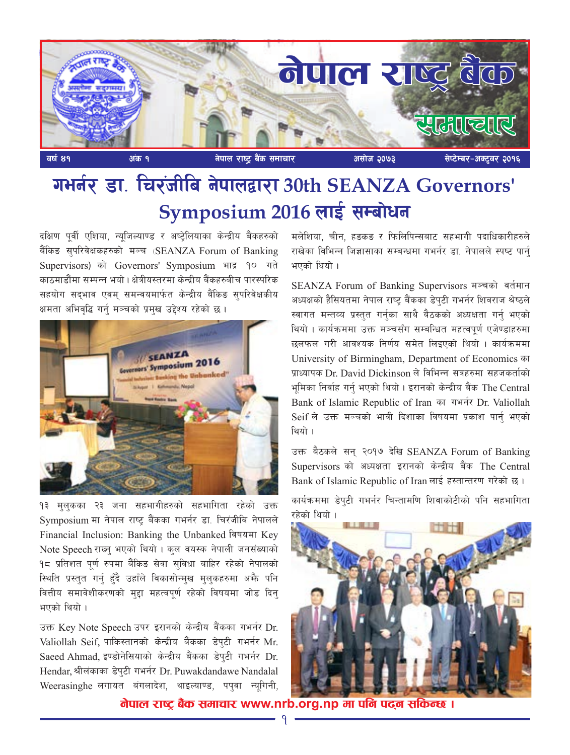# नेपाल राष्ट्र बैंक समाचार

वर्ष ४१ | अंक १ | नेपाल राष्ट्र बैंक समाचार | असोज २०७३ | सेप्टेम्बर-अक्टुबर २०१६

## गभर्नर डा. चिरंजीबि नेपालद्वारा 30th SEANZA Governors' Symposium 2016 लाई सम्बोधन

दक्षिण पूर्वी एशिया, न्यूजिल्याण्ड र अष्ट्रेलियाका केन्द्रीय बैंकहरुको बैंकिङ सुपरिवेक्षकहरुको मञ्च (SEANZA Forum of Banking Supervisors) को Governors' Symposium भाद्र १० गते काठमाडौंमा सम्पन्न भयो। क्षेत्रीयस्तरमा केन्द्रीय बैंकहरुबीच पारस्परिक सहयोग सद्भाव एवम् समन्वयमार्फत केन्द्रीय बैंकिङ सुपरिवेक्षकीय क्षमता अभिवृद्धि गर्नु मञ्चको प्रमुख उद्देश्य रहेको छ।

१३ मुलुकका २३ जना सहभागीहरुको सहभागिता रहेको उक्त Symposium मा नेपाल राष्ट्र बैंकका गभर्नर डा. चिरंजीबि नेपालले Financial Inclusion: Banking the Unbanked विषयमा Key Note Speech राख्नु भएको थियो। कुल वयस्क नेपाली जनसंख्याको १८ प्रतिशत पूर्ण रुपमा बैंकिङ सेवा सुविधा बाहिर रहेको नेपालको स्थिति प्रस्तुत गर्नु हुँदै उहाँले विकासोन्मुख मुलुकहरुमा अझै पनि वित्तीय समावेशीकरणको मुद्दा महत्वपूर्ण रहेको विषयमा जोड दिनु भएको थियो।

उक्त Key Note Speech उपर इरानको केन्द्रीय बैंकका गभर्नर Dr. Valiollah Seif, पाकिस्तानको केन्द्रीय बैंकका डेपुटी गभर्नर Mr. Saeed Ahmad, इण्डोनेसियाको केन्द्रीय बैंकका डेपुटी गभर्नर Dr. Hendar, श्रीलंकाका डेपुटी गभर्नर Dr. Puwakdandawe Nandalal Weerasinghe लगायत बंगलादेश, थाइल्याण्ड, पपुवा न्यूगिनी, मलेशिया, चीन, हङकङ र फिलिपिन्सबाट सहभागी पदाधिकारीहरुले राखेका विभिन्न जिज्ञासाका सम्बन्धमा गभर्नर डा. नेपालले स्पष्ट पार्नु भएको थियो।

SEANZA Forum of Banking Supervisors मञ्चको वर्तमान अध्यक्षको हैसियतमा नेपाल राष्ट्र बैंकका डेपुटी गभर्नर शिवराज श्रेष्ठले स्वागत मन्तव्य प्रस्तुत गर्नुका साथै बैठकको अध्यक्षता गर्नु भएको थियो। कार्यक्रममा उक्त मञ्चसँग सम्बन्धित महत्वपूर्ण एजेण्डाहरुमा छलफल गरी आवश्यक निर्णय समेत लिइएको थियो। कार्यक्रममा University of Birmingham, Department of Economics का प्राध्यापक Dr. David Dickinson ले विभिन्न सत्रहरुमा सहजकर्ताको भूमिका निर्वाह गर्नु भएको थियो। इरानको केन्द्रीय बैंक The Central Bank of Islamic Republic of Iran का गभर्नर Dr. Valiollah Seif ले उक्त मञ्चको भावी दिशाका विषयमा प्रकाश पार्नु भएको थियो।

उक्त बैठकले सन् २०१७ देखि SEANZA Forum of Banking Supervisors को अध्यक्षता इरानको केन्द्रीय बैंक The Central Bank of Islamic Republic of Iran लाई हस्तान्तरण गरेको छ।

कार्यक्रममा डेपुटी गभर्नर चिन्तामणि शिवाकोटीको पनि सहभागिता रहेको थियो।

**नेपाल राष्ट्र बैंक समाचार www.nrb.org.np मा पनि पढ्न सकिन्छ।**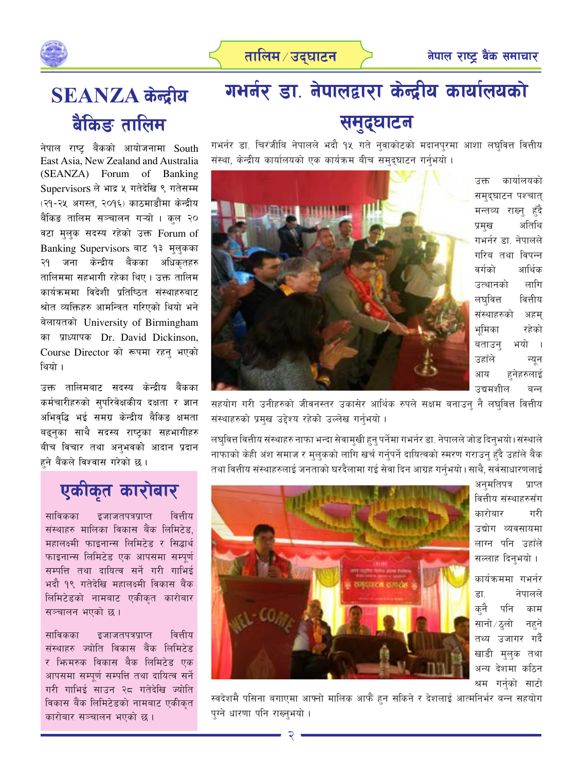# गभर्नर डा. नेपालद्वारा केन्द्रीय कार्यालयको समुद्घाटन

गभर्नर डा. चिरंजीबि नेपालले भदौ १५ गते नुवाकोटको मदानपुरमा आशा लघुवित्त वित्तीय संस्था, केन्द्रीय कार्यालयको एक कार्यक्रम बीच समुद्घाटन गर्नुभयो ।

उक्त कार्यालयको समुद्घाटन पश्चात् मन्तव्य राख्नु हुँदै प्रमुख अतिथि गभर्नर डा. नेपालले गरिब तथा विपन्न वर्गको आर्थिक उत्थानको लागि लघुवित्त वित्तीय संस्थाहरुको अहम् भूमिका रहेको बताउनु भयो । उहाँले न्यून आय हुनेहरुलाई उद्यमशील बन्न सहयोग गरी उनीहरुको जीवनस्तर उकासेर आर्थिक रुपले सक्षम बनाउनु नै लघुवित्त वित्तीय संस्थाहरुको प्रमुख उद्देश्य रहेको उल्लेख गर्नुभयो ।

लघुवित्त वित्तीय संस्थाहरु नाफा भन्दा सेवामुखी हुनु पर्नेमा गभर्नर डा. नेपालले जोड दिनुभयो। संस्थाले नाफाको केही अंश समाज र मुलुकको लागि खर्च गर्नुपर्ने दायित्वको स्मरण गराउनु हुँदै उहाँले बैंक तथा वित्तीय संस्थाहरुलाई जनताको घरदैलामा गई सेवा दिन आग्रह गर्नुभयो। साथै, सर्वसाधारणलाई अनुमतिपत्र प्राप्त वित्तीय संस्थाहरुसँग कारोबार गरी उद्योग व्यवसायमा लाग्न पनि उहाँले सल्लाह दिनुभयो ।

कार्यक्रममा गभर्नर डा. नेपालले कुनै पनि काम सानो/ठूलो नहुने तथ्य उजागर गर्दै खाडी मुलुक तथा अन्य देशमा कठिन श्रम गर्नुको साटो स्वदेशमै पसिना बगाएमा आफ्नो मालिक आफैं हुन सकिने र देशलाई आत्मनिर्भर बन्न सहयोग पुग्ने धारणा पनि राख्नुभयो ।

## SEANZA केन्द्रीय बैंकिङ तालिम

नेपाल राष्ट्र बैंकको आयोजनामा South East Asia, New Zealand and Australia (SEANZA) Forum of Banking Supervisors ले भाद्र ५ गतेदेखि ९ गतेसम्म (२१-२५ अगस्त, २०१६) काठमाडौंमा केन्द्रीय बैंकिङ तालिम सञ्चालन गर्‍यो । कुल २० वटा मुलुक सदस्य रहेको उक्त Forum of Banking Supervisors बाट १३ मुलुकका २१ जना केन्द्रीय बैंकका अधिकृतहरु तालिममा सहभागी रहेका थिए। उक्त तालिम कार्यक्रममा विदेशी प्रतिष्ठित संस्थाहरुबाट श्रोत व्यक्तिहरु आमन्त्रित गरिएको थियो भने बेलायतको University of Birmingham का प्राध्यापक Dr. David Dickinson, Course Director को रूपमा रहनु भएको थियो ।

उक्त तालिमबाट सदस्य केन्द्रीय बैंकका कर्मचारीहरुको सुपरिवेक्षकीय दक्षता र ज्ञान अभिवृद्धि भई समग्र केन्द्रीय बैंकिङ क्षमता बढ्नुका साथै सदस्य राष्ट्रका सहभागीहरु बीच विचार तथा अनुभवको आदान प्रदान हुने बैंकले विश्वास गरेको छ ।

## एकीकृत कारोबार

साविकका इजाजतपत्रप्राप्त वित्तीय संस्थाहरु मालिका विकास बैंक लिमिटेड, महालक्ष्मी फाइनान्स लिमिटेड र सिद्धार्थ फाइनान्स लिमिटेड एक आपसमा सम्पूर्ण सम्पत्ति तथा दायित्व सर्ने गरी गाभिई भदौ १९ गतेदेखि महालक्ष्मी विकास बैंक लिमिटेडको नामबाट एकीकृत कारोबार सञ्चालन भएको छ ।

साविकका इजाजतपत्रप्राप्त वित्तीय संस्थाहरु ज्योति विकास बैंक लिमिटेड र झिमरुक विकास बैंक लिमिटेड एक आपसमा सम्पूर्ण सम्पत्ति तथा दायित्व सर्ने गरी गाभिई साउन २८ गतेदेखि ज्योति विकास बैंक लिमिटेडको नामबाट एकीकृत कारोबार सञ्चालन भएको छ ।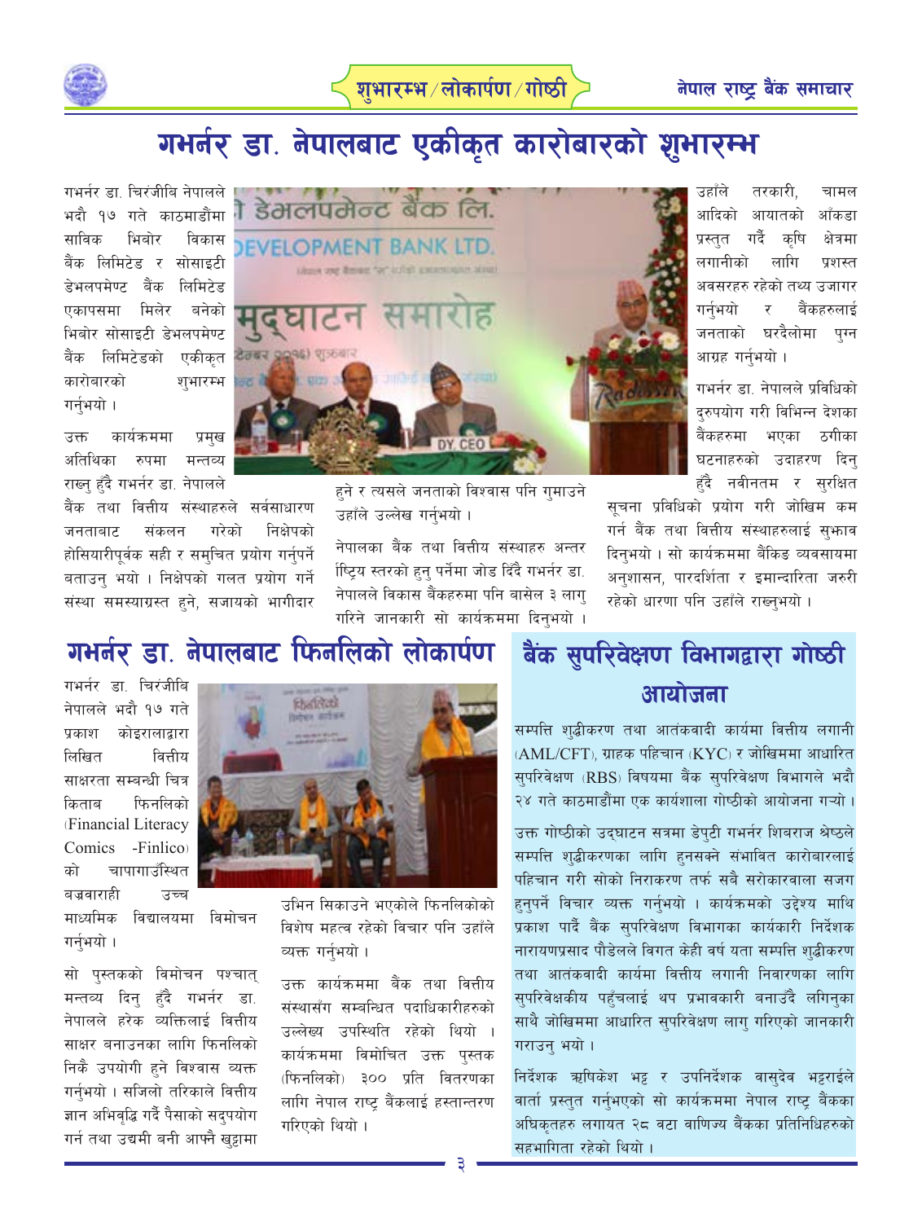# गभर्नर डा. नेपालबाट एकीकृत कारोबारको शुभारम्भ

गभर्नर डा. चिरंजीबि नेपालले भदौ १७ गते काठमाडौंमा साविक भिबोर विकास बैंक लिमिटेड र सोसाइटी डेभलपमेण्ट बैंक लिमिटेड एकापसमा मिलेर बनेको भिबोर सोसाइटी डेभलपमेण्ट बैंक लिमिटेडको एकीकृत कारोबारको शुभारम्भ गर्नुभयो ।

उक्त कार्यक्रममा प्रमुख अतिथिका रुपमा मन्तव्य राख्नु हुँदै गभर्नर डा. नेपालले बैंक तथा वित्तीय संस्थाहरुले सर्वसाधारण जनताबाट संकलन गरेको निक्षेपको होसियारीपूर्वक सही र समुचित प्रयोग गर्नुपर्ने बताउनु भयो । निक्षेपको गलत प्रयोग गर्ने संस्था समस्याग्रस्त हुने, सजायको भागीदार हुने र त्यसले जनताको विश्वास पनि गुमाउने उहाँले उल्लेख गर्नुभयो ।

नेपालका बैंक तथा वित्तीय संस्थाहरु अन्तर र्राष्ट्रिय स्तरको हुनु पर्नेमा जोड दिँदै गभर्नर डा. नेपालले विकास बैंकहरुमा पनि बासेल ३ लागु गरिने जानकारी सो कार्यक्रममा दिनुभयो ।

उहाँले तरकारी, चामल आदिको आयातको आँकडा प्रस्तुत गर्दै कृषि क्षेत्रमा लगानीको लागि प्रशस्त अवसरहरु रहेको तथ्य उजागर गर्नुभयो र बैंकहरुलाई जनताको घरदैलोमा पुग्न आग्रह गर्नुभयो ।

गभर्नर डा. नेपालले प्रविधिको दुरुपयोग गरी विभिन्न देशका बैंकहरुमा भएका ठगीका घटनाहरुको उदाहरण दिनु हुँदै नवीनतम र सुरक्षित सूचना प्रविधिको प्रयोग गरी जोखिम कम गर्न बैंक तथा वित्तीय संस्थाहरुलाई सुझाव दिनुभयो । सो कार्यक्रममा बैंकिङ व्यवसायमा अनुशासन, पारदर्शिता र इमान्दारिता जरुरी रहेको धारणा पनि उहाँले राख्नुभयो ।

# गभर्नर डा. नेपालबाट फिनलिको लोकार्पण

गभर्नर डा. चिरंजीबि नेपालले भदौ १७ गते प्रकाश कोइरालाद्वारा लिखित वित्तीय साक्षरता सम्बन्धी चित्र किताब फिनलिको (Financial Literacy Comics -Finlico) को चापागाउँस्थित बज्रवाराही उच्च माध्यमिक विद्यालयमा विमोचन गर्नुभयो ।

सो पुस्तकको विमोचन पश्चात् मन्तव्य दिनु हुँदै गभर्नर डा. नेपालले हरेक व्यक्तिलाई वित्तीय साक्षर बनाउनका लागि फिनलिको निकै उपयोगी हुने विश्वास व्यक्त गर्नुभयो । सजिलो तरिकाले वित्तीय ज्ञान अभिवृद्धि गर्दै पैसाको सदुपयोग गर्न तथा उद्यमी बनी आफ्नै खुट्टामा उभिन सिकाउने भएकोले फिनलिकोको विशेष महत्व रहेको विचार पनि उहाँले व्यक्त गर्नुभयो ।

उक्त कार्यक्रममा बैंक तथा वित्तीय संस्थासँग सम्बन्धित पदाधिकारीहरुको उल्लेख्य उपस्थिति रहेको थियो । कार्यक्रममा विमोचित उक्त पुस्तक (फिनलिको) ३०० प्रति वितरणका लागि नेपाल राष्ट्र बैंकलाई हस्तान्तरण गरिएको थियो ।

# बैंक सुपरिवेक्षण विभागद्वारा गोष्ठी आयोजना

सम्पत्ति शुद्धीकरण तथा आतंकवादी कार्यमा वित्तीय लगानी (AML/CFT), ग्राहक पहिचान (KYC) र जोखिममा आधारित सुपरिवेक्षण (RBS) विषयमा बैंक सुपरिवेक्षण विभागले भदौ २४ गते काठमाडौंमा एक कार्यशाला गोष्ठीको आयोजना गर्‍यो ।

उक्त गोष्ठीको उद्घाटन सत्रमा डेपुटी गभर्नर शिवराज श्रेष्ठले सम्पत्ति शुद्धीकरणका लागि हुनसक्ने संभावित कारोबारलाई पहिचान गरी सोको निराकरण तर्फ सबै सरोकारवाला सजग हुनुपर्ने विचार व्यक्त गर्नुभयो । कार्यक्रमको उद्देश्य माथि प्रकाश पार्दै बैंक सुपरिवेक्षण विभागका कार्यकारी निर्देशक नारायणप्रसाद पौडेलले विगत केही वर्ष यता सम्पत्ति शुद्धीकरण तथा आतंकवादी कार्यमा वित्तीय लगानी निवारणका लागि सुपरिवेक्षकीय पहुँचलाई थप प्रभावकारी बनाउँदै लगिनुका साथै जोखिममा आधारित सुपरिवेक्षण लागु गरिएको जानकारी गराउनु भयो ।

निर्देशक ऋषिकेश भट्ट र उपनिर्देशक वासुदेव भट्टराईले वार्ता प्रस्तुत गर्नुभएको सो कार्यक्रममा नेपाल राष्ट्र बैंकका अधिकृतहरु लगायत २८ वटा वाणिज्य बैंकका प्रतिनिधिहरुको सहभागिता रहेको थियो ।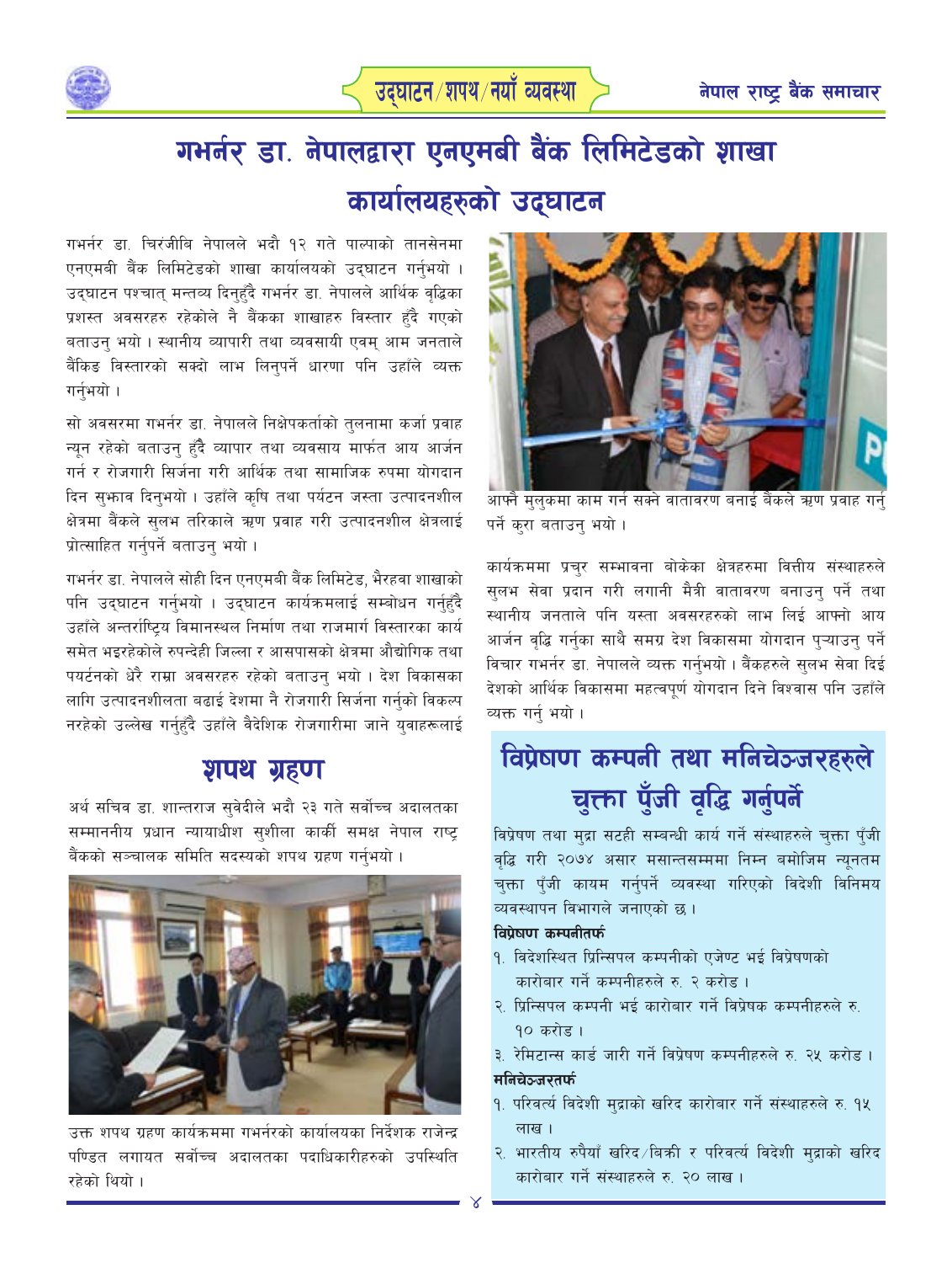# गभर्नर डा. नेपालद्वारा एनएमबी बैंक लिमिटेडको शाखा कार्यालयहरुको उद्घाटन

गभर्नर डा. चिरंजीबि नेपालले भदौ १२ गते पाल्पाको तानसेनमा एनएमबी बैंक लिमिटेडको शाखा कार्यालयको उद्घाटन गर्नुभयो । उद्घाटन पश्चात् मन्तव्य दिनुहुँदै गभर्नर डा. नेपालले आर्थिक वृद्धिका प्रशस्त अवसरहरु रहेकोले नै बैंकका शाखाहरु विस्तार हुँदै गएको बताउनु भयो । स्थानीय व्यापारी तथा व्यवसायी एवम् आम जनताले बैंकिङ विस्तारको सक्दो लाभ लिनुपर्ने धारणा पनि उहाँले व्यक्त गर्नुभयो ।

सो अवसरमा गभर्नर डा. नेपालले निक्षेपकर्ताको तुलनामा कर्जा प्रवाह न्यून रहेको बताउनु हुँदै व्यापार तथा व्यवसाय मार्फत आय आर्जन गर्न र रोजगारी सिर्जना गरी आर्थिक तथा सामाजिक रुपमा योगदान दिन सुझाव दिनुभयो । उहाँले कृषि तथा पर्यटन जस्ता उत्पादनशील क्षेत्रमा बैंकले सुलभ तरिकाले ऋण प्रवाह गरी उत्पादनशील क्षेत्रलाई प्रोत्साहित गर्नुपर्ने बताउनु भयो ।

गभर्नर डा. नेपालले सोही दिन एनएमबी बैंक लिमिटेड, भैरहवा शाखाको पनि उद्घाटन गर्नुभयो । उद्घाटन कार्यक्रमलाई सम्बोधन गर्नुहुँदै उहाँले अन्तर्राष्ट्रिय विमानस्थल निर्माण तथा राजमार्ग विस्तारका कार्य समेत भइरहेकोले रुपन्देही जिल्ला र आसपासको क्षेत्रमा औद्योगिक तथा पर्यटनको धेरै राम्रा अवसरहरु रहेको बताउनु भयो । देश विकासका लागि उत्पादनशीलता बढाई देशमा नै रोजगारी सिर्जना गर्नुको विकल्प नरहेको उल्लेख गर्नुहुँदै उहाँले वैदेशिक रोजगारीमा जाने युवाहरूलाई आफ्नै मुलुकमा काम गर्न सक्ने वातावरण बनाई बैंकले ऋण प्रवाह गर्नु पर्ने कुरा बताउनु भयो ।

कार्यक्रममा प्रचुर सम्भावना बोकेका क्षेत्रहरुमा वित्तीय संस्थाहरुले सुलभ सेवा प्रदान गरी लगानी मैत्री वातावरण बनाउनु पर्ने तथा स्थानीय जनताले पनि यस्ता अवसरहरुको लाभ लिई आफ्नो आय आर्जन वृद्धि गर्नुका साथै समग्र देश विकासमा योगदान पुऱ्याउनु पर्ने विचार गभर्नर डा. नेपालले व्यक्त गर्नुभयो । बैंकहरुले सुलभ सेवा दिई देशको आर्थिक विकासमा महत्वपूर्ण योगदान दिने विश्वास पनि उहाँले व्यक्त गर्नु भयो ।

## शपथ ग्रहण

अर्थ सचिव डा. शान्तराज सुवेदीले भदौ २३ गते सर्वोच्च अदालतका सम्माननीय प्रधान न्यायाधीश सुशीला कार्की समक्ष नेपाल राष्ट्र बैंकको सञ्चालक समिति सदस्यको शपथ ग्रहण गर्नुभयो ।

उक्त शपथ ग्रहण कार्यक्रममा गभर्नरको कार्यालयका निर्देशक राजेन्द्र पण्डित लगायत सर्वोच्च अदालतका पदाधिकारीहरुको उपस्थिति रहेको थियो ।

## विप्रेषण कम्पनी तथा मनिचेञ्जरहरुले चुक्ता पुँजी वृद्धि गर्नुपर्ने

विप्रेषण तथा मुद्रा सटही सम्बन्धी कार्य गर्ने संस्थाहरुले चुक्ता पुँजी वृद्धि गरी २०७४ असार मसान्तसम्ममा निम्न बमोजिम न्यूनतम चुक्ता पुँजी कायम गर्नुपर्ने व्यवस्था गरिएको विदेशी विनिमय व्यवस्थापन विभागले जनाएको छ ।

**विप्रेषण कम्पनीतर्फ**

१. विदेशस्थित प्रिन्सिपल कम्पनीको एजेण्ट भई विप्रेषणको कारोबार गर्ने कम्पनीहरुले रु. २ करोड ।
२. प्रिन्सिपल कम्पनी भई कारोबार गर्ने विप्रेषक कम्पनीहरुले रु. १० करोड ।
३. रेमिटान्स कार्ड जारी गर्ने विप्रेषण कम्पनीहरुले रु. २५ करोड ।

**मनिचेञ्जरतर्फ**

१. परिवर्त्य विदेशी मुद्राको खरिद कारोबार गर्ने संस्थाहरुले रु. १५ लाख ।
२. भारतीय रुपैयाँ खरिद/बिक्री र परिवर्त्य विदेशी मुद्राको खरिद कारोबार गर्ने संस्थाहरुले रु. २० लाख ।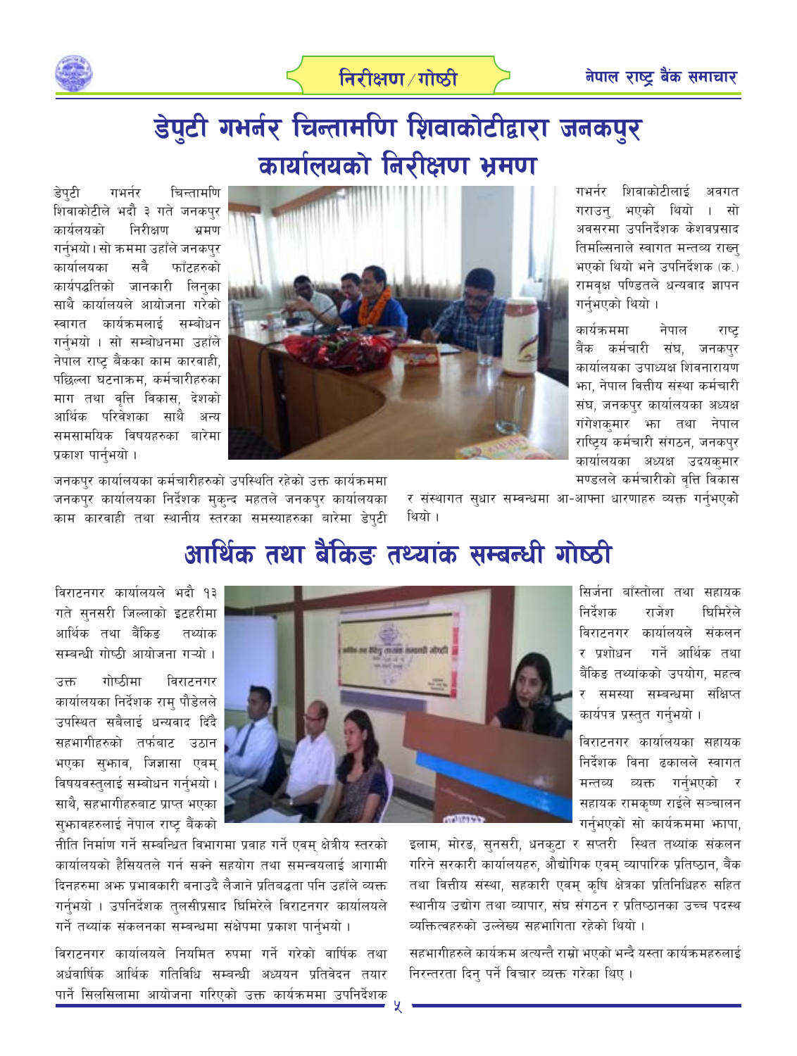# डेपुटी गभर्नर चिन्तामणि शिवाकोटीद्वारा जनकपुर कार्यालयको निरीक्षण भ्रमण

डेपुटी गभर्नर चिन्तामणि शिवाकोटीले भदौ ३ गते जनकपुर कार्यलयको निरीक्षण भ्रमण गर्नुभयो। सो क्रममा उहाँले जनकपुर कार्यालयका सबै फाँटहरुको कार्यपद्धतिको जानकारी लिनुका साथै कार्यालयले आयोजना गरेको स्वागत कार्यक्रमलाई सम्बोधन गर्नुभयो । सो सम्बोधनमा उहाँले नेपाल राष्ट्र बैंकका काम कारवाही, पछिल्ला घटनाक्रम, कर्मचारीहरुका माग तथा वृत्ति विकास, देशको आर्थिक परिवेशका साथै अन्य समसामयिक विषयहरुका बारेमा प्रकाश पार्नुभयो ।

जनकपुर कार्यालयका कर्मचारीहरुको उपस्थिति रहेको उक्त कार्यक्रममा जनकपुर कार्यालयका निर्देशक मुकुन्द महतले जनकपुर कार्यालयका काम कारवाही तथा स्थानीय स्तरका समस्याहरुका बारेमा डेपुटी गभर्नर शिवाकोटीलाई अवगत गराउनु भएको थियो । सो अवसरमा उपनिर्देशक केशवप्रसाद तिमल्सिनाले स्वागत मन्तव्य राख्नु भएको थियो भने उपनिर्देशक (क.) रामवृक्ष पण्डितले धन्यवाद ज्ञापन गर्नुभएको थियो ।

कार्यक्रममा नेपाल राष्ट्र बैंक कर्मचारी संघ, जनकपुर कार्यालयका उपाध्यक्ष शिवनारायण झा, नेपाल वित्तीय संस्था कर्मचारी संघ, जनकपुर कार्यालयका अध्यक्ष गंगेशकुमार झा तथा नेपाल राष्ट्रिय कर्मचारी संगठन, जनकपुर कार्यालयका अध्यक्ष उदयकुमार मण्डलले कर्मचारीको वृत्ति विकास र संस्थागत सुधार सम्बन्धमा आ-आफ्ना धारणाहरु व्यक्त गर्नुभएको थियो ।

# आर्थिक तथा बैंकिङ तथ्यांक सम्बन्धी गोष्ठी

विराटनगर कार्यालयले भदौ १३ गते सुनसरी जिल्लाको इटहरीमा आर्थिक तथा बैंकिङ तथ्यांक सम्बन्धी गोष्ठी आयोजना गर्‍यो ।

उक्त गोष्ठीमा विराटनगर कार्यालयका निर्देशक रामु पौडेलले उपस्थित सबैलाई धन्यवाद दिँदै सहभागीहरुको तर्फबाट उठान भएका सुझाव, जिज्ञासा एवम् विषयवस्तुलाई सम्बोधन गर्नुभयो। साथै, सहभागीहरुबाट प्राप्त भएका सुझावहरुलाई नेपाल राष्ट्र बैंकको नीति निर्माण गर्ने सम्बन्धित विभागमा प्रवाह गर्ने एवम् क्षेत्रीय स्तरका कार्यालयको हैसियतले गर्न सक्ने सहयोग तथा समन्वयलाई आगामी दिनहरुमा अझ प्रभावकारी बनाउदै लैजाने प्रतिबद्धता पनि उहाँले व्यक्त गर्नुभयो । उपनिर्देशक तुलसीप्रसाद घिमिरेले विराटनगर कार्यालयले गर्ने तथ्यांक संकलनका सम्बन्धमा संक्षेपमा प्रकाश पार्नुभयो ।

विराटनगर कार्यालयले नियमित रुपमा गर्ने गरेको वार्षिक तथा अर्धवार्षिक आर्थिक गतिविधि सम्बन्धी अध्ययन प्रतिवेदन तयार पार्ने सिलसिलामा आयोजना गरिएको उक्त कार्यक्रममा उपनिर्देशक सिर्जना बाँस्तोला तथा सहायक निर्देशक राजेश घिमिरेले विराटनगर कार्यालयले संकलन र प्रशोधन गर्ने आर्थिक तथा बैंकिङ तथ्यांकको उपयोग, महत्व र समस्या सम्बन्धमा संक्षिप्त कार्यपत्र प्रस्तुत गर्नुभयो ।

विराटनगर कार्यालयका सहायक निर्देशक विना ढकालले स्वागत मन्तव्य व्यक्त गर्नुभएको र सहायक रामकृष्ण राईले सञ्चालन गर्नुभएको सो कार्यक्रममा झापा, इलाम, मोरङ, सुनसरी, धनकुटा र सप्तरी स्थित तथ्यांक संकलन गरिने सरकारी कार्यालयहरु, औद्योगिक एवम् व्यापारिक प्रतिष्ठान, बैंक तथा वित्तीय संस्था, सहकारी एवम् कृषि क्षेत्रका प्रतिनिधिहरु सहित स्थानीय उद्योग तथा व्यापार, संघ संगठन र प्रतिष्ठानका उच्च पदस्थ व्यक्तित्वहरुको उल्लेख्य सहभागिता रहेको थियो ।

सहभागीहरुले कार्यक्रम अत्यन्तै राम्रो भएको भन्दै यस्ता कार्यक्रमहरुलाई निरन्तरता दिनु पर्ने विचार व्यक्त गरेका थिए ।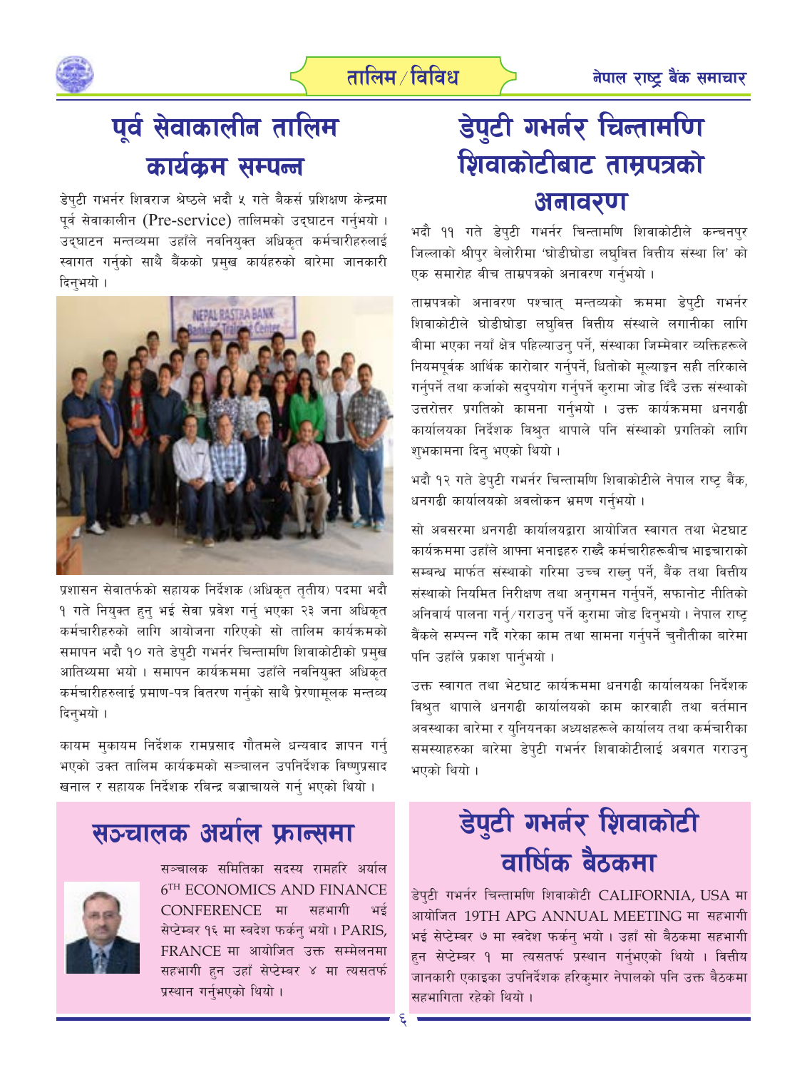# पूर्व सेवाकालीन तालिम कार्यक्रम सम्पन्न

डेपुटी गभर्नर शिवराज श्रेष्ठले भदौ ५ गते बैकर्स प्रशिक्षण केन्द्रमा पूर्व सेवाकालीन (Pre-service) तालिमको उद्घाटन गर्नुभयो । उद्घाटन मन्तव्यमा उहाँले नवनियुक्त अधिकृत कर्मचारीहरुलाई स्वागत गर्नुको साथै बैंकको प्रमुख कार्यहरुको बारेमा जानकारी दिनुभयो ।

प्रशासन सेवातर्फको सहायक निर्देशक (अधिकृत तृतीय) पदमा भदौ १ गते नियुक्त हुनु भई सेवा प्रवेश गर्नु भएका २३ जना अधिकृत कर्मचारीहरुको लागि आयोजना गरिएको सो तालिम कार्यक्रमको समापन भदौ १० गते डेपुटी गभर्नर चिन्तामणि शिवाकोटीको प्रमुख आतिथ्यमा भयो । समापन कार्यक्रममा उहाँले नवनियुक्त अधिकृत कर्मचारीहरुलाई प्रमाण-पत्र वितरण गर्नुको साथै प्रेरणामूलक मन्तव्य दिनुभयो ।

कायम मुकायम निर्देशक रामप्रसाद गौतमले धन्यवाद ज्ञापन गर्नु भएको उक्त तालिम कार्यक्रमको सञ्चालन उपनिर्देशक विष्णुप्रसाद खनाल र सहायक निर्देशक रविन्द्र बज्राचायले गर्नु भएको थियो ।

# डेपुटी गभर्नर चिन्तामणि शिवाकोटीबाट ताम्रपत्रको अनावरण

भदौ ११ गते डेपुटी गभर्नर चिन्तामणि शिवाकोटीले कन्चनपुर जिल्लाको श्रीपुर बेलोरीमा 'घोडीघोडा लघुवित्त वित्तीय संस्था लि' को एक समारोह बीच ताम्रपत्रको अनावरण गर्नुभयो ।

ताम्रपत्रको अनावरण पश्चात् मन्तव्यको क्रममा डेपुटी गभर्नर शिवाकोटीले घोडीघोडा लघुवित्त वित्तीय संस्थाले लगानीका लागि बीमा भएका नयाँ क्षेत्र पहिल्याउनु पर्ने, संस्थाका जिम्मेवार व्यक्तिहरूले नियमपूर्वक आर्थिक कारोबार गर्नुपर्ने, धितोको मूल्याङ्कन सही तरिकाले गर्नुपर्ने तथा कर्जाको सदुपयोग गर्नुपर्ने कुरामा जोड दिँदै उक्त संस्थाको उत्तरोत्तर प्रगतिको कामना गर्नुभयो । उक्त कार्यक्रममा धनगढी कार्यालयका निर्देशक विश्रुत थापाले पनि संस्थाको प्रगतिको लागि शुभकामना दिनु भएको थियो ।

भदौ १२ गते डेपुटी गभर्नर चिन्तामणि शिवाकोटीले नेपाल राष्ट्र बैंक, धनगढी कार्यालयको अवलोकन भ्रमण गर्नुभयो ।

सो अवसरमा धनगढी कार्यालयद्वारा आयोजित स्वागत तथा भेटघाट कार्यक्रममा उहाँले आफ्ना भनाइहरु राख्दै कर्मचारीहरूबीच भाइचाराको सम्बन्ध मार्फत संस्थाको गरिमा उच्च राख्नु पर्ने, बैंक तथा वित्तीय संस्थाको नियमित निरीक्षण तथा अनुगमन गर्नुपर्ने, सफानोट नीतिको अनिवार्य पालना गर्नु/गराउनु पर्ने कुरामा जोड दिनुभयो । नेपाल राष्ट्र बैंकले सम्पन्न गर्दै गरेका काम तथा सामना गर्नुपर्ने चुनौतीका बारेमा पनि उहाँले प्रकाश पार्नुभयो ।

उक्त स्वागत तथा भेटघाट कार्यक्रममा धनगढी कार्यालयका निर्देशक विश्रुत थापाले धनगढी कार्यालयको काम कारवाही तथा वर्तमान अवस्थाका बारेमा र युनियनका अध्यक्षहरूले कार्यालय तथा कर्मचारीका समस्याहरुका बारेमा डेपुटी गभर्नर शिवाकोटीलाई अवगत गराउनु भएको थियो ।

# सञ्चालक अर्याल फ्रान्समा

सञ्चालक समितिका सदस्य रामहरि अर्याल 6TH ECONOMICS AND FINANCE CONFERENCE मा सहभागी भई सेप्टेम्बर १६ मा स्वदेश फर्कनु भयो । PARIS, FRANCE मा आयोजित उक्त सम्मेलनमा सहभागी हुन उहाँ सेप्टेम्बर ४ मा त्यसतर्फ प्रस्थान गर्नुभएको थियो ।

# डेपुटी गभर्नर शिवाकोटी वार्षिक बैठकमा

डेपुटी गभर्नर चिन्तामणि शिवाकोटी CALIFORNIA, USA मा आयोजित 19TH APG ANNUAL MEETING मा सहभागी भई सेप्टेम्बर ७ मा स्वदेश फर्कनु भयो । उहाँ सो बैठकमा सहभागी हुन सेप्टेम्बर १ मा त्यसतर्फ प्रस्थान गर्नुभएको थियो । वित्तीय जानकारी एकाइका उपनिर्देशक हरिकुमार नेपालको पनि उक्त बैठकमा सहभागिता रहेको थियो ।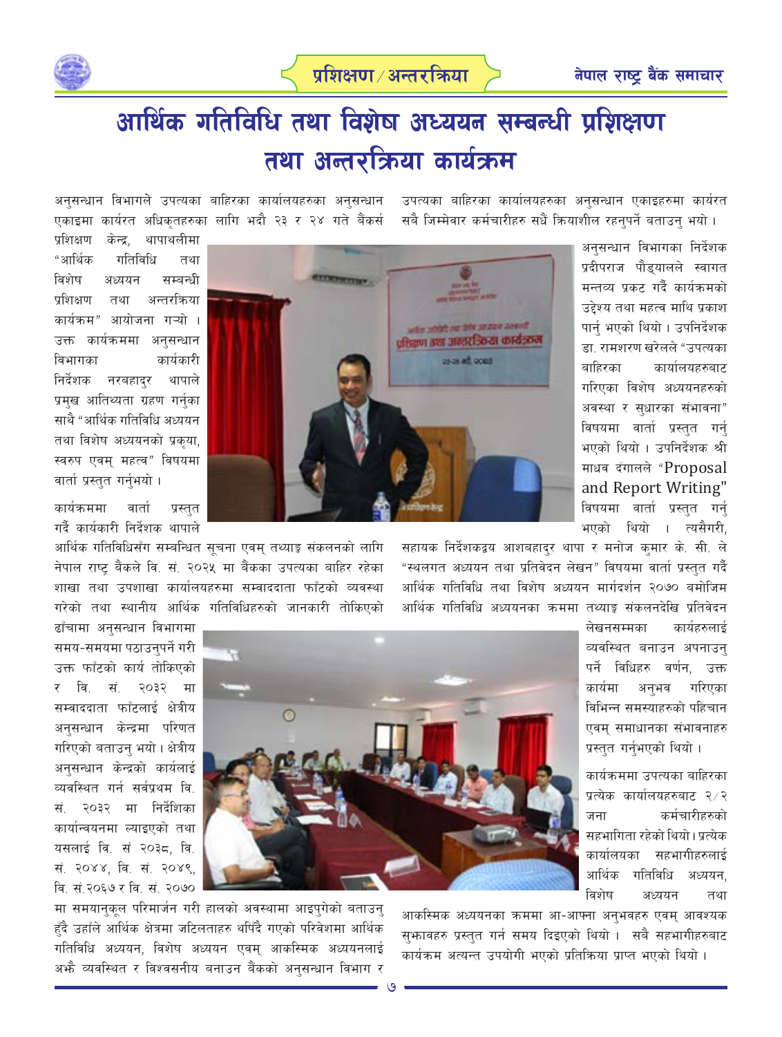# आर्थिक गतिविधि तथा विशेष अध्ययन सम्बन्धी प्रशिक्षण तथा अन्तरक्रिया कार्यक्रम

अनुसन्धान विभागले उपत्यका बाहिरका कार्यालयहरुका अनुसन्धान एकाइमा कार्यरत अधिकृतहरुका लागि भदौ २३ र २४ गते बैंकर्स प्रशिक्षण केन्द्र, थापाथलीमा "आर्थिक गतिविधि तथा विशेष अध्ययन सम्बन्धी प्रशिक्षण तथा अन्तरक्रिया कार्यक्रम" आयोजना गर्‍यो । उक्त कार्यक्रममा अनुसन्धान विभागका कार्यकारी निर्देशक नरबहादुर थापाले प्रमुख आतिथ्यता ग्रहण गर्नुका साथै "आर्थिक गतिविधि अध्ययन तथा विशेष अध्ययनको प्रकृया, स्वरुप एवम् महत्व" विषयमा वार्ता प्रस्तुत गर्नुभयो ।

कार्यक्रममा वार्ता प्रस्तुत गर्दै कार्यकारी निर्देशक थापाले आर्थिक गतिविधिसँग सम्बन्धित सूचना एवम् तथ्याङ्क संकलनको लागि नेपाल राष्ट्र बैंकले वि. सं. २०२५ मा बैंकका उपत्यका बाहिर रहेका शाखा तथा उपशाखा कार्यालयहरुमा सम्वाददाता फाँटको व्यवस्था गरेको तथा स्थानीय आर्थिक गतिविधिहरुको जानकारी तोकिएको ढाँचामा अनुसन्धान विभागमा समय-समयमा पठाउनुपर्ने गरी उक्त फाँटको कार्य तोकिएको र वि. सं. २०३२ मा सम्वाददाता फाँटलाई क्षेत्रीय अनुसन्धान केन्द्रमा परिणत गरिएको बताउनु भयो । क्षेत्रीय अनुसन्धान केन्द्रको कार्यलाई व्यवस्थित गर्न सर्वप्रथम वि. सं. २०३२ मा निर्देशिका कार्यान्वयनमा ल्याइएको तथा यसलाई वि. सं २०३८, वि. सं. २०४४, वि. सं. २०४९, वि. सं.२०६७ र वि. सं. २०७० मा समयानुकूल परिमार्जन गरी हालको अवस्थामा आइपुगेको बताउनु हुँदै उहाँले आर्थिक क्षेत्रमा जटिलताहरु थपिँदै गएको परिवेशमा आर्थिक गतिविधि अध्ययन, विशेष अध्ययन एवम् आकस्मिक अध्ययनलाई अझै व्यवस्थित र विश्वसनीय बनाउन बैंकको अनुसन्धान विभाग र उपत्यका बाहिरका कार्यालयहरुका अनुसन्धान एकाइहरुमा कार्यरत सबै जिम्मेवार कर्मचारीहरु सधैं क्रियाशील रहनुपर्ने बताउनु भयो ।

अनुसन्धान विभागका निर्देशक प्रदीपराज पौड्यालले स्वागत मन्तव्य प्रकट गर्दै कार्यक्रमको उद्देश्य तथा महत्व माथि प्रकाश पार्नु भएको थियो । उपनिर्देशक डा. रामशरण खरेलले "उपत्यका बाहिरका कार्यालयहरुबाट गरिएका विशेष अध्ययनहरुको अवस्था र सुधारका संभावना" विषयमा वार्ता प्रस्तुत गर्नु भएको थियो । उपनिर्देशक श्री माधव दंगालले "Proposal and Report Writing" विषयमा वार्ता प्रस्तुत गर्नु भएको थियो । त्यसैगरी, सहायक निर्देशकद्वय आशबहादुर थापा र मनोज कुमार के. सी. ले "स्थलगत अध्ययन तथा प्रतिवेदन लेखन" विषयमा वार्ता प्रस्तुत गर्दै आर्थिक गतिविधि तथा विशेष अध्ययन मार्गदर्शन २०७० बमोजिम आर्थिक गतिविधि अध्ययनका क्रममा तथ्याङ्क संकलनदेखि प्रतिवेदन लेखनसम्मका कार्यहरुलाई व्यवस्थित बनाउन अपनाउनु पर्ने विधिहरु वर्णन, उक्त कार्यमा अनुभव गरिएका विभिन्न समस्याहरुको पहिचान एवम् समाधानका संभावनाहरु प्रस्तुत गर्नुभएको थियो ।

कार्यक्रममा उपत्यका बाहिरका प्रत्येक कार्यालयहरुबाट २/२ जना कर्मचारीहरुको सहभागिता रहेको थियो । प्रत्येक कार्यालयका सहभागीहरुलाई आर्थिक गतिविधि अध्ययन, विशेष अध्ययन तथा आकस्मिक अध्ययनका क्रममा आ-आफ्ना अनुभवहरु एवम् आवश्यक सुझावहरु प्रस्तुत गर्न समय दिइएको थियो । सबै सहभागीहरुबाट कार्यक्रम अत्यन्त उपयोगी भएको प्रतिक्रिया प्राप्त भएको थियो ।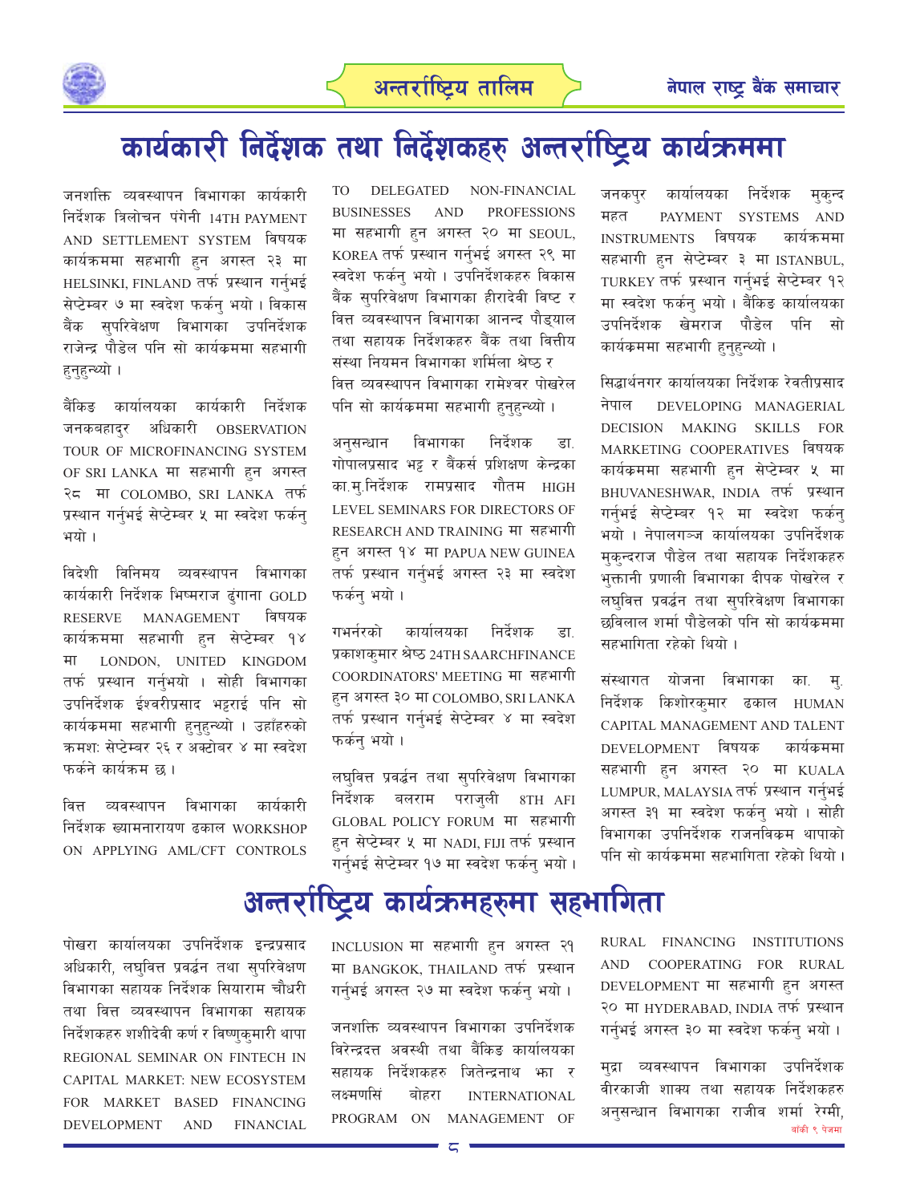# कार्यकारी निर्देशक तथा निर्देशकहरु अन्तर्राष्ट्रिय कार्यक्रममा

जनशक्ति व्यवस्थापन विभागका कार्यकारी निर्देशक त्रिलोचन पंगेनी 14TH PAYMENT AND SETTLEMENT SYSTEM विषयक कार्यक्रममा सहभागी हुन अगस्त २३ मा HELSINKI, FINLAND तर्फ प्रस्थान गर्नुभई सेप्टेम्बर ७ मा स्वदेश फर्कनु भयो। विकास बैंक सुपरिवेक्षण विभागका उपनिर्देशक राजेन्द्र पौडेल पनि सो कार्यक्रममा सहभागी हुनुहुन्थ्यो।

बैंकिङ कार्यालयका कार्यकारी निर्देशक जनकबहादुर अधिकारी OBSERVATION TOUR OF MICROFINANCING SYSTEM OF SRI LANKA मा सहभागी हुन अगस्त २८ मा COLOMBO, SRI LANKA तर्फ प्रस्थान गर्नुभई सेप्टेम्बर ५ मा स्वदेश फर्कनु भयो।

विदेशी विनिमय व्यवस्थापन विभागका कार्यकारी निर्देशक भिष्मराज ढुंगाना GOLD RESERVE MANAGEMENT विषयक कार्यक्रममा सहभागी हुन सेप्टेम्बर १४ मा LONDON, UNITED KINGDOM तर्फ प्रस्थान गर्नुभयो। सोही विभागका उपनिर्देशक ईश्वरीप्रसाद भट्टराई पनि सो कार्यक्रममा सहभागी हुनुहुन्थ्यो। उहाँहरुको क्रमशः सेप्टेम्बर २६ र अक्टोबर ४ मा स्वदेश फर्कने कार्यक्रम छ।

वित्त व्यवस्थापन विभागका कार्यकारी निर्देशक ख्यामनारायण ढकाल WORKSHOP ON APPLYING AML/CFT CONTROLS TO DELEGATED NON-FINANCIAL BUSINESSES AND PROFESSIONS मा सहभागी हुन अगस्त २० मा SEOUL, KOREA तर्फ प्रस्थान गर्नुभई अगस्त २९ मा स्वदेश फर्कनु भयो। उपनिर्देशकहरु विकास बैंक सुपरिवेक्षण विभागका हीरादेवी विष्ट र वित्त व्यवस्थापन विभागका आनन्द पौड्याल तथा सहायक निर्देशकहरु बैंक तथा वित्तीय संस्था नियमन विभागका शर्मिला श्रेष्ठ र वित्त व्यवस्थापन विभागका रामेश्वर पोखरेल पनि सो कार्यक्रममा सहभागी हुनुहुन्थ्यो।

अनुसन्धान विभागका निर्देशक डा. गोपालप्रसाद भट्ट र बैंकर्स प्रशिक्षण केन्द्रका का.मु.निर्देशक रामप्रसाद गौतम HIGH LEVEL SEMINARS FOR DIRECTORS OF RESEARCH AND TRAINING मा सहभागी हुन अगस्त १४ मा PAPUA NEW GUINEA तर्फ प्रस्थान गर्नुभई अगस्त २३ मा स्वदेश फर्कनु भयो।

गभर्नरको कार्यालयका निर्देशक डा. प्रकाशकुमार श्रेष्ठ 24TH SAARCHFINANCE COORDINATORS' MEETING मा सहभागी हुन अगस्त ३० मा COLOMBO, SRI LANKA तर्फ प्रस्थान गर्नुभई सेप्टेम्बर ४ मा स्वदेश फर्कनु भयो।

लघुवित्त प्रवर्द्धन तथा सुपरिवेक्षण विभागका निर्देशक बलराम पराजुली 8TH AFI GLOBAL POLICY FORUM मा सहभागी हुन सेप्टेम्बर ५ मा NADI, FIJI तर्फ प्रस्थान गर्नुभई सेप्टेम्बर १७ मा स्वदेश फर्कनु भयो।

जनकपुर कार्यालयका निर्देशक मुकुन्द महत PAYMENT SYSTEMS AND INSTRUMENTS विषयक कार्यक्रममा सहभागी हुन सेप्टेम्बर ३ मा ISTANBUL, TURKEY तर्फ प्रस्थान गर्नुभई सेप्टेम्बर १२ मा स्वदेश फर्कनु भयो। बैंकिङ कार्यालयका उपनिर्देशक खेमराज पौडेल पनि सो कार्यक्रममा सहभागी हुनुहुन्थ्यो।

सिद्धार्थनगर कार्यालयका निर्देशक रेवतीप्रसाद नेपाल DEVELOPING MANAGERIAL DECISION MAKING SKILLS FOR MARKETING COOPERATIVES विषयक कार्यक्रममा सहभागी हुन सेप्टेम्बर ५ मा BHUVANESHWAR, INDIA तर्फ प्रस्थान गर्नुभई सेप्टेम्बर १२ मा स्वदेश फर्कनु भयो। नेपालगञ्ज कार्यालयका उपनिर्देशक मुकुन्दराज पौडेल तथा सहायक निर्देशकहरु भुक्तानी प्रणाली विभागका दीपक पोखरेल र लघुवित्त प्रवर्द्धन तथा सुपरिवेक्षण विभागका छविलाल शर्मा पौडेलको पनि सो कार्यक्रममा सहभागिता रहेको थियो।

संस्थागत योजना विभागका का. मु. निर्देशक किशोरकुमार ढकाल HUMAN CAPITAL MANAGEMENT AND TALENT DEVELOPMENT विषयक कार्यक्रममा सहभागी हुन अगस्त २० मा KUALA LUMPUR, MALAYSIA तर्फ प्रस्थान गर्नुभई अगस्त ३१ मा स्वदेश फर्कनु भयो। सोही विभागका उपनिर्देशक राजनविक्रम थापाको पनि सो कार्यक्रममा सहभागिता रहेको थियो।

# अन्तर्राष्ट्रिय कार्यक्रमहरुमा सहभागिता

पोखरा कार्यालयका उपनिर्देशक इन्द्रप्रसाद अधिकारी, लघुवित्त प्रवर्द्धन तथा सुपरिवेक्षण विभागका सहायक निर्देशक सियाराम चौधरी तथा वित्त व्यवस्थापन विभागका सहायक निर्देशकहरु शशीदेवी कर्ण र विष्णुकुमारी थापा REGIONAL SEMINAR ON FINTECH IN CAPITAL MARKET: NEW ECOSYSTEM FOR MARKET BASED FINANCING DEVELOPMENT AND FINANCIAL INCLUSION मा सहभागी हुन अगस्त २१ मा BANGKOK, THAILAND तर्फ प्रस्थान गर्नुभई अगस्त २७ मा स्वदेश फर्कनु भयो।

जनशक्ति व्यवस्थापन विभागका उपनिर्देशक विरेन्द्रदत्त अवस्थी तथा बैंकिङ कार्यालयका सहायक निर्देशकहरु जितेन्द्रनाथ झा र लक्ष्मणसिं बोहरा INTERNATIONAL PROGRAM ON MANAGEMENT OF RURAL FINANCING INSTITUTIONS AND COOPERATING FOR RURAL DEVELOPMENT मा सहभागी हुन अगस्त २० मा HYDERABAD, INDIA तर्फ प्रस्थान गर्नुभई अगस्त ३० मा स्वदेश फर्कनु भयो।

मुद्रा व्यवस्थापन विभागका उपनिर्देशक वीरकाजी शाक्य तथा सहायक निर्देशकहरु अनुसन्धान विभागका राजीव शर्मा रेग्मी,

बाँकी ९ पेजमा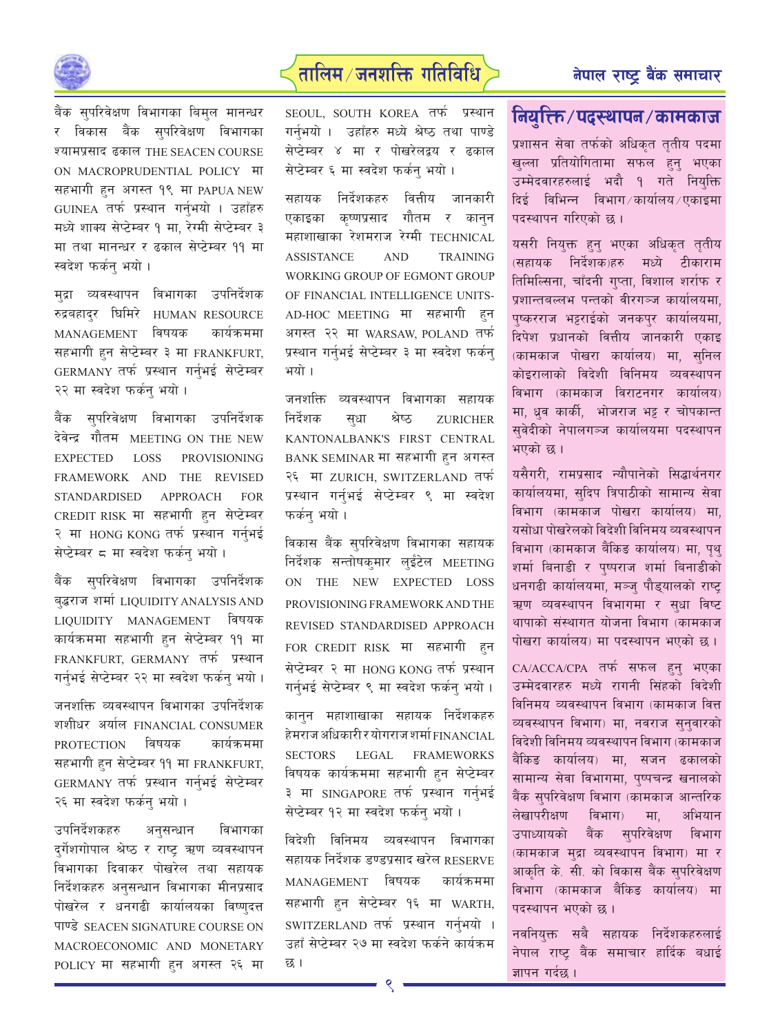## तालिम/जनशक्ति गतिविधि

बैंक सुपरिवेक्षण विभागका बिमुल मानन्धर र विकास बैंक सुपरिवेक्षण विभागका श्यामप्रसाद ढकाल THE SEACEN COURSE ON MACROPRUDENTIAL POLICY मा सहभागी हुन अगस्त १९ मा PAPUA NEW GUINEA तर्फ प्रस्थान गर्नुभयो । उहाँहरु मध्ये शाक्य सेप्टेम्बर १ मा, रेग्मी सेप्टेम्बर ३ मा तथा मानन्धर र ढकाल सेप्टेम्बर ११ मा स्वदेश फर्कनु भयो ।

मुद्रा व्यवस्थापन विभागका उपनिर्देशक रुद्रबहादुर घिमिरे HUMAN RESOURCE MANAGEMENT विषयक कार्यक्रममा सहभागी हुन सेप्टेम्बर ३ मा FRANKFURT, GERMANY तर्फ प्रस्थान गर्नुभई सेप्टेम्बर २२ मा स्वदेश फर्कनु भयो ।

बैंक सुपरिवेक्षण विभागका उपनिर्देशक देवेन्द्र गौतम MEETING ON THE NEW EXPECTED LOSS PROVISIONING FRAMEWORK AND THE REVISED STANDARDISED APPROACH FOR CREDIT RISK मा सहभागी हुन सेप्टेम्बर २ मा HONG KONG तर्फ प्रस्थान गर्नुभई सेप्टेम्बर ८ मा स्वदेश फर्कनु भयो ।

बैंक सुपरिवेक्षण विभागका उपनिर्देशक बुद्धराज शर्मा LIQUIDITY ANALYSIS AND LIQUIDITY MANAGEMENT विषयक कार्यक्रममा सहभागी हुन सेप्टेम्बर ११ मा FRANKFURT, GERMANY तर्फ प्रस्थान गर्नुभई सेप्टेम्बर २२ मा स्वदेश फर्कनु भयो ।

जनशक्ति व्यवस्थापन विभागका उपनिर्देशक शशीधर अर्याल FINANCIAL CONSUMER PROTECTION विषयक कार्यक्रममा सहभागी हुन सेप्टेम्बर ११ मा FRANKFURT, GERMANY तर्फ प्रस्थान गर्नुभई सेप्टेम्बर २६ मा स्वदेश फर्कनु भयो ।

उपनिर्देशकहरु अनुसन्धान विभागका दुर्गेशगोपाल श्रेष्ठ र राष्ट्र ऋण व्यवस्थापन विभागका दिवाकर पोखरेल तथा सहायक निर्देशकहरु अनुसन्धान विभागका मीनप्रसाद पोखरेल र धनगढी कार्यालयका विष्णुदत्त पाण्डे SEACEN SIGNATURE COURSE ON MACROECONOMIC AND MONETARY POLICY मा सहभागी हुन अगस्त २६ मा SEOUL, SOUTH KOREA तर्फ प्रस्थान गर्नुभयो । उहाँहरु मध्ये श्रेष्ठ तथा पाण्डे सेप्टेम्बर ४ मा र पोखरेलद्वय र ढकाल सेप्टेम्बर ६ मा स्वदेश फर्कनु भयो ।

सहायक निर्देशकहरु वित्तीय जानकारी एकाइका कृष्णप्रसाद गौतम र कानुन महाशाखाका रेशमराज रेग्मी TECHNICAL ASSISTANCE AND TRAINING WORKING GROUP OF EGMONT GROUP OF FINANCIAL INTELLIGENCE UNITS-AD-HOC MEETING मा सहभागी हुन अगस्त २२ मा WARSAW, POLAND तर्फ प्रस्थान गर्नुभई सेप्टेम्बर ३ मा स्वदेश फर्कनु भयो ।

जनशक्ति व्यवस्थापन विभागका सहायक निर्देशक सुधा श्रेष्ठ ZURICHER KANTONALBANK'S FIRST CENTRAL BANK SEMINAR मा सहभागी हुन अगस्त २६ मा ZURICH, SWITZERLAND तर्फ प्रस्थान गर्नुभई सेप्टेम्बर ९ मा स्वदेश फर्कनु भयो ।

विकास बैंक सुपरिवेक्षण विभागका सहायक निर्देशक सन्तोषकुमार लुईंटेल MEETING ON THE NEW EXPECTED LOSS PROVISIONING FRAMEWORK AND THE REVISED STANDARDISED APPROACH FOR CREDIT RISK मा सहभागी हुन सेप्टेम्बर २ मा HONG KONG तर्फ प्रस्थान गर्नुभई सेप्टेम्बर ९ मा स्वदेश फर्कनु भयो ।

कानुन महाशाखाका सहायक निर्देशकहरु हेमराज अधिकारी र योगराज शर्मा FINANCIAL SECTORS LEGAL FRAMEWORKS विषयक कार्यक्रममा सहभागी हुन सेप्टेम्बर ३ मा SINGAPORE तर्फ प्रस्थान गर्नुभई सेप्टेम्बर १२ मा स्वदेश फर्कनु भयो ।

विदेशी विनिमय व्यवस्थापन विभागका सहायक निर्देशक डण्डप्रसाद खरेल RESERVE MANAGEMENT विषयक कार्यक्रममा सहभागी हुन सेप्टेम्बर १६ मा WARTH, SWITZERLAND तर्फ प्रस्थान गर्नुभयो । उहाँ सेप्टेम्बर २७ मा स्वदेश फर्कने कार्यक्रम छ ।

## नियुक्ति/पदस्थापन/कामकाज

प्रशासन सेवा तर्फको अधिकृत तृतीय पदमा खुल्ला प्रतियोगितामा सफल हुनु भएका उम्मेदवारहरुलाई भदौ १ गते नियुक्ति दिई विभिन्न विभाग/कार्यालय/एकाइमा पदस्थापन गरिएको छ ।

यसरी नियुक्त हुनु भएका अधिकृत तृतीय (सहायक निर्देशक)हरु मध्ये टीकाराम तिमिल्सिना, चाँदनी गुप्ता, विशाल शर्गाफ र प्रशान्तवल्लभ पन्तको वीरगञ्ज कार्यालयमा, पुष्करराज भट्टराईको जनकपुर कार्यालयमा, दिपेश प्रधानको वित्तीय जानकारी एकाइ (कामकाज पोखरा कार्यालय) मा, सुनिल कोइरालाको विदेशी विनिमय व्यवस्थापन विभाग (कामकाज विराटनगर कार्यालय) मा, ध्रुव कार्की, भोजराज भट्ट र चोपकान्त सुवेदीको नेपालगञ्ज कार्यालयमा पदस्थापन भएको छ ।

यसैगरी, रामप्रसाद न्यौपानेको सिद्धार्थनगर कार्यालयमा, सुदिप त्रिपाठीको सामान्य सेवा विभाग (कामकाज पोखरा कार्यालय) मा, यसोधा पोखरेलको विदेशी विनिमय व्यवस्थापन विभाग (कामकाज बैंकिङ कार्यालय) मा, पृथु शर्मा बिनाडी र पुष्पराज शर्मा बिनाडीको धनगढी कार्यालयमा, मञ्जु पौड्यालको राष्ट्र ऋण व्यवस्थापन विभागमा र सुधा विष्ट थापाको संस्थागत योजना विभाग (कामकाज पोखरा कार्यालय) मा पदस्थापन भएको छ ।

CA/ACCA/CPA तर्फ सफल हुनु भएका उम्मेदवारहरु मध्ये रागनी सिंहको विदेशी विनिमय व्यवस्थापन विभाग (कामकाज वित्त व्यवस्थापन विभाग) मा, नवराज सुनुवारको विदेशी विनिमय व्यवस्थापन विभाग (कामकाज बैंकिङ कार्यालय) मा, सजन ढकालको सामान्य सेवा विभागमा, पुष्पचन्द्र खनालको बैंक सुपरिवेक्षण विभाग (कामकाज आन्तरिक लेखापरीक्षण विभाग) मा, अभियान उपाध्यायको बैंक सुपरिवेक्षण विभाग (कामकाज मुद्रा व्यवस्थापन विभाग) मा र आकृति के. सी. को विकास बैंक सुपरिवेक्षण विभाग (कामकाज बैंकिङ कार्यालय) मा पदस्थापन भएको छ ।

नवनियुक्त सबै सहायक निर्देशकहरुलाई नेपाल राष्ट्र बैंक समाचार हार्दिक बधाई ज्ञापन गर्दछ ।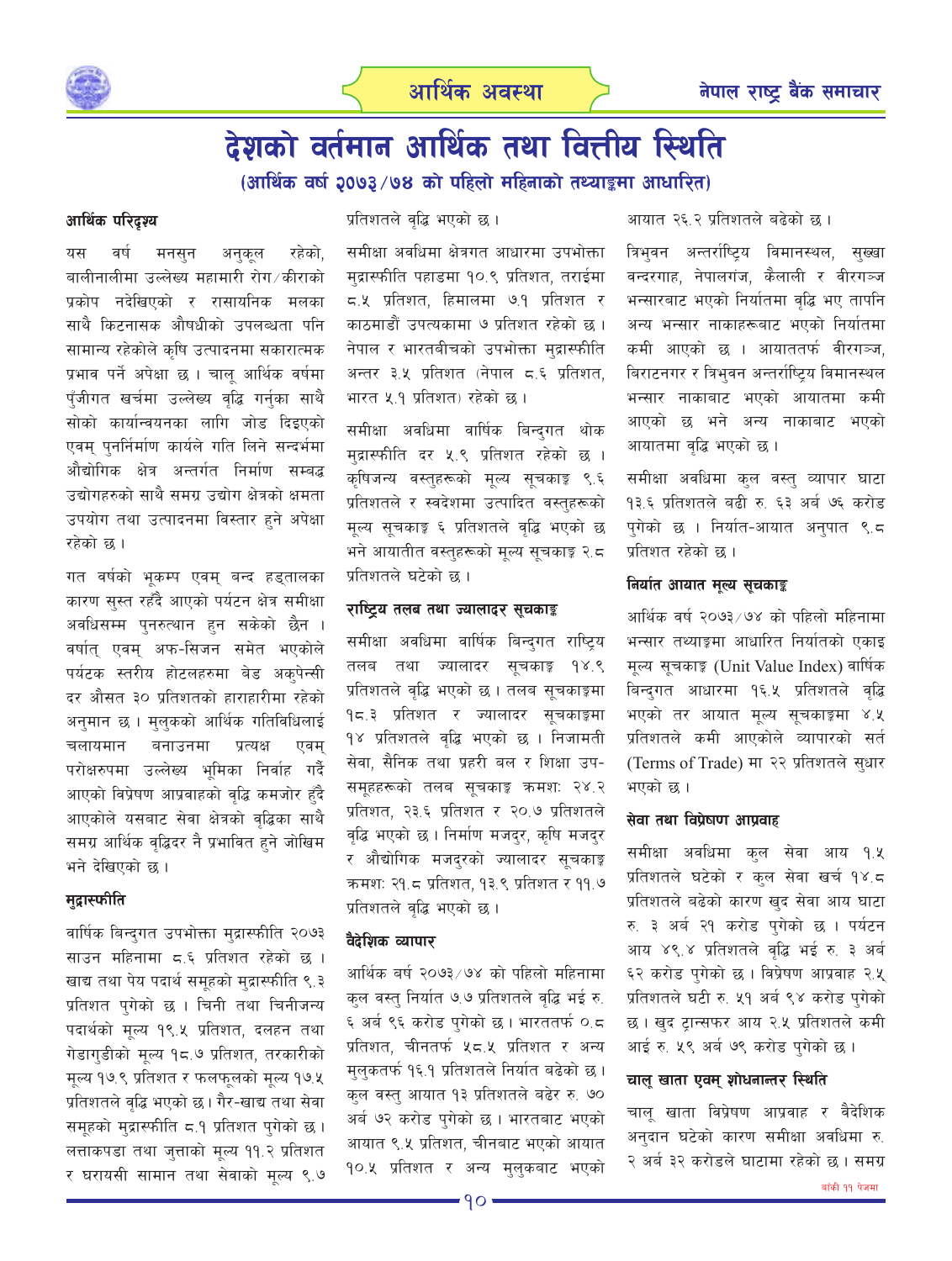# देशको वर्तमान आर्थिक तथा वित्तीय स्थिति

**(आर्थिक वर्ष २०७३/७४ को पहिलो महिनाको तथ्याङ्कमा आधारित)**

### आर्थिक परिदृश्य

यस वर्ष मनसुन अनुकूल रहेको, बालीनालीमा उल्लेख्य महामारी रोग/कीराको प्रकोप नदेखिएको र रासायनिक मलका साथै किटनासक औषधीको उपलब्धता पनि सामान्य रहेकोले कृषि उत्पादनमा सकारात्मक प्रभाव पर्ने अपेक्षा छ। चालू आर्थिक वर्षमा पुँजीगत खर्चमा उल्लेख्य वृद्धि गर्नुका साथै सोको कार्यान्वयनका लागि जोड दिइएको एवम् पुनर्निर्माण कार्यले गति लिने सन्दर्भमा औद्योगिक क्षेत्र अन्तर्गत निर्माण सम्बद्ध उद्योगहरुको साथै समग्र उद्योग क्षेत्रको क्षमता उपयोग तथा उत्पादनमा विस्तार हुने अपेक्षा रहेको छ।

गत वर्षको भूकम्प एवम् बन्द हड्तालका कारण सुस्त रहँदै आएको पर्यटन क्षेत्र समीक्षा अवधिसम्म पुनरुत्थान हुन सकेको छैन। वर्षात् एवम् अफ-सिजन समेत भएकोले पर्यटक स्तरीय होटलहरुमा बेड अकुपेन्सी दर औसत ३० प्रतिशतको हाराहारीमा रहेको अनुमान छ। मुलुकको आर्थिक गतिविधिलाई चलायमान बनाउनमा प्रत्यक्ष एवम् परोक्षरुपमा उल्लेख्य भूमिका निर्वाह गर्दै आएको विप्रेषण आप्रवाहको वृद्धि कमजोर हुँदै आएकोले यसबाट सेवा क्षेत्रको वृद्धिका साथै समग्र आर्थिक वृद्धिदर नै प्रभावित हुने जोखिम भने देखिएको छ।

### मुद्रास्फीति

वार्षिक बिन्दुगत उपभोक्ता मुद्रास्फीति २०७३ साउन महिनामा ८.६ प्रतिशत रहेको छ। खाद्य तथा पेय पदार्थ समूहको मुद्रास्फीति ९.३ प्रतिशत पुगेको छ। चिनी तथा चिनीजन्य पदार्थको मूल्य १९.५ प्रतिशत, दलहन तथा गेडागुडीको मूल्य १८.७ प्रतिशत, तरकारीको मूल्य १७.९ प्रतिशत र फलफूलको मूल्य १७.५ प्रतिशतले वृद्धि भएको छ। गैर-खाद्य तथा सेवा समूहको मुद्रास्फीति ८.१ प्रतिशत पुगेको छ। लत्ताकपडा तथा जुत्ताको मूल्य ११.२ प्रतिशत र घरायसी सामान तथा सेवाको मूल्य ९.७ प्रतिशतले वृद्धि भएको छ।

समीक्षा अवधिमा क्षेत्रगत आधारमा उपभोक्ता मुद्रास्फीति पहाडमा १०.९ प्रतिशत, तराईमा ८.५ प्रतिशत, हिमालमा ७.१ प्रतिशत र काठमाडौं उपत्यकामा ७ प्रतिशत रहेको छ। नेपाल र भारतबीचको उपभोक्ता मुद्रास्फीति अन्तर ३.५ प्रतिशत (नेपाल ८.६ प्रतिशत, भारत ५.१ प्रतिशत) रहेको छ।

समीक्षा अवधिमा वार्षिक बिन्दुगत थोक मुद्रास्फीति दर ५.९ प्रतिशत रहेको छ। कृषिजन्य वस्तुहरूको मूल्य सूचकाङ्क ९.६ प्रतिशतले र स्वदेशमा उत्पादित वस्तुहरूको मूल्य सूचकाङ्क ६ प्रतिशतले वृद्धि भएको छ भने आयातीत वस्तुहरूको मूल्य सूचकाङ्क २.८ प्रतिशतले घटेको छ।

### राष्ट्रिय तलब तथा ज्यालादर सूचकाङ्क

समीक्षा अवधिमा वार्षिक बिन्दुगत राष्ट्रिय तलब तथा ज्यालादर सूचकाङ्क १४.९ प्रतिशतले वृद्धि भएको छ। तलब सूचकाङ्कमा १८.३ प्रतिशत र ज्यालादर सूचकाङ्कमा १४ प्रतिशतले वृद्धि भएको छ। निजामती सेवा, सैनिक तथा प्रहरी बल र शिक्षा उप-समूहहरूको तलब सूचकाङ्क क्रमशः २४.२ प्रतिशत, २३.६ प्रतिशत र २०.७ प्रतिशतले वृद्धि भएको छ। निर्माण मजदुर, कृषि मजदुर र औद्योगिक मजदुरको ज्यालादर सूचकाङ्क क्रमशः २१.८ प्रतिशत, १३.९ प्रतिशत र ११.७ प्रतिशतले वृद्धि भएको छ।

### वैदेशिक व्यापार

आर्थिक वर्ष २०७३/७४ को पहिलो महिनामा कुल वस्तु निर्यात ७.७ प्रतिशतले वृद्धि भई रु. ६ अर्ब ९६ करोड पुगेको छ। भारततर्फ ०.८ प्रतिशत, चीनतर्फ ५८.५ प्रतिशत र अन्य मुलुकतर्फ १६.१ प्रतिशतले निर्यात बढेको छ। कुल वस्तु आयात १३ प्रतिशतले बढेर रु. ७० अर्ब ७२ करोड पुगेको छ। भारतबाट भएको आयात ९.५ प्रतिशत, चीनबाट भएको आयात १०.५ प्रतिशत र अन्य मुलुकबाट भएको आयात २६.२ प्रतिशतले बढेको छ।

त्रिभुवन अन्तर्राष्ट्रिय विमानस्थल, सुख्खा बन्दरगाह, नेपालगंज, कैलाली र वीरगञ्ज भन्सारबाट भएको निर्यातमा वृद्धि भए तापनि अन्य भन्सार नाकाहरूबाट भएको निर्यातमा कमी आएको छ। आयाततर्फ वीरगञ्ज, विराटनगर र त्रिभुवन अन्तर्राष्ट्रिय विमानस्थल भन्सार नाकाबाट भएको आयातमा कमी आएको छ भने अन्य नाकाबाट भएको आयातमा वृद्धि भएको छ।

समीक्षा अवधिमा कुल वस्तु व्यापार घाटा १३.६ प्रतिशतले बढी रु. ६३ अर्ब ७६ करोड पुगेको छ। निर्यात-आयात अनुपात ९.८ प्रतिशत रहेको छ।

### निर्यात आयात मूल्य सूचकाङ्क

आर्थिक वर्ष २०७३/७४ को पहिलो महिनामा भन्सार तथ्याङ्कमा आधारित निर्यातको एकाइ मूल्य सूचकाङ्क (Unit Value Index) वार्षिक बिन्दुगत आधारमा १६.५ प्रतिशतले वृद्धि भएको तर आयात मूल्य सूचकाङ्कमा ४.५ प्रतिशतले कमी आएकोले व्यापारको सर्त (Terms of Trade) मा २२ प्रतिशतले सुधार भएको छ।

### सेवा तथा विप्रेषण आप्रवाह

समीक्षा अवधिमा कुल सेवा आय १.५ प्रतिशतले घटेको र कुल सेवा खर्च १४.८ प्रतिशतले बढेको कारण खुद सेवा आय घाटा रु. ३ अर्ब २१ करोड पुगेको छ। पर्यटन आय ४९.४ प्रतिशतले वृद्धि भई रु. ३ अर्ब ६२ करोड पुगेको छ। विप्रेषण आप्रवाह २.५ प्रतिशतले घटी रु. ५१ अर्ब ९४ करोड पुगेको छ। खुद ट्रान्सफर आय २.५ प्रतिशतले कमी आई रु. ५९ अर्ब ७९ करोड पुगेको छ।

### चालू खाता एवम् शोधनान्तर स्थिति

चालू खाता विप्रेषण आप्रवाह र वैदेशिक अनुदान घटेको कारण समीक्षा अवधिमा रु. २ अर्ब ३२ करोडले घाटामा रहेको छ। समग्र

बाँकी ११ पेजमा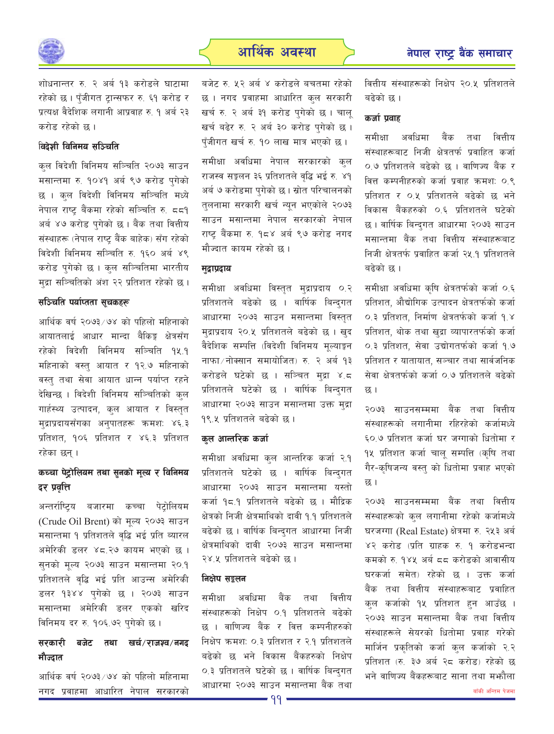शोधनान्तर रु. २ अर्ब १३ करोडले घाटामा रहेको छ। पुँजीगत ट्रान्सफर रु. ६१ करोड र प्रत्यक्ष वैदेशिक लगानी आप्रवाह रु. १ अर्ब २३ करोड रहेको छ।

### विदेशी विनिमय सञ्चिति

कुल विदेशी विनिमय सञ्चिति २०७३ साउन मसान्तमा रु. १०४१ अर्ब ९७ करोड पुगेको छ। कुल विदेशी विनिमय सञ्चिति मध्ये नेपाल राष्ट्र बैंकमा रहेको सञ्चिति रु. ८८१ अर्ब ४७ करोड पुगेको छ। बैंक तथा वित्तीय संस्थाहरू (नेपाल राष्ट्र बैंक बाहेक) सँग रहेको विदेशी विनिमय सञ्चिति रु. १६० अर्ब ४९ करोड पुगेको छ। कुल सञ्चितिमा भारतीय मुद्रा सञ्चितिको अंश २२ प्रतिशत रहेको छ।

### सञ्चिति पर्याप्तता सूचकहरू

आर्थिक वर्ष २०७३/७४ को पहिलो महिनाको आयातलाई आधार मान्दा बैकिङ्ग क्षेत्रसँग रहेको विदेशी विनिमय सञ्चिति १५.१ महिनाको वस्तु आयात र १२.७ महिनाको वस्तु तथा सेवा आयात धान्न पर्याप्त रहने देखिन्छ। विदेशी विनिमय सञ्चितिको कुल गार्हस्थ्य उत्पादन, कुल आयात र विस्तृत मुद्राप्रदायसँगका अनुपातहरू क्रमशः ४६.३ प्रतिशत, १०६ प्रतिशत र ४६.३ प्रतिशत रहेका छन्।

### कच्चा पेट्रोलियम तथा सुनको मूल्य र विनिमय दर प्रवृत्ति

अन्तर्राष्ट्रिय बजारमा कच्चा पेट्रोलियम (Crude Oil Brent) को मूल्य २०७३ साउन मसान्तमा १ प्रतिशतले वृद्धि भई प्रति ब्यारल अमेरिकी डलर ४८.२७ कायम भएको छ। सुनको मूल्य २०७३ साउन मसान्तमा २०.१ प्रतिशतले वृद्धि भई प्रति आउन्स अमेरिकी डलर १३४४ पुगेको छ। २०७३ साउन मसान्तमा अमेरिकी डलर एकको खरिद विनिमय दर रु. १०६.७२ पुगेको छ।

### सरकारी बजेट तथा खर्च/राजश्व/नगद मौज्दात

आर्थिक वर्ष २०७३/७४ को पहिलो महिनामा नगद प्रवाहमा आधारित नेपाल सरकारको बजेट रु. ५२ अर्ब ४ करोडले बचतमा रहेको छ। नगद प्रवाहमा आधारित कुल सरकारी खर्च रु. २ अर्ब ३१ करोड पुगेको छ। चालू खर्च बढेर रु. २ अर्ब ३० करोड पुगेको छ। पुँजीगत खर्च रु. १० लाख मात्र भएको छ।

समीक्षा अवधिमा नेपाल सरकारको कुल राजस्व सङ्कलन ३६ प्रतिशतले वृद्धि भई रु. ४१ अर्ब ७ करोडमा पुगेको छ। स्रोत परिचालनको तुलनामा सरकारी खर्च न्यून भएकोले २०७३ साउन मसान्तमा नेपाल सरकारको नेपाल राष्ट्र बैंकमा रु. १८४ अर्ब ९७ करोड नगद मौज्दात कायम रहेको छ।

### मुद्राप्रदाय

समीक्षा अवधिमा विस्तृत मुद्राप्रदाय ०.२ प्रतिशतले बढेको छ। वार्षिक बिन्दुगत आधारमा २०७३ साउन मसान्तमा विस्तृत मुद्राप्रदाय २०.५ प्रतिशतले बढेको छ। खुद वैदेशिक सम्पत्ति (विदेशी विनिमय मूल्याङ्कन नाफा/नोक्सान समायोजित) रु. २ अर्ब १३ करोडले घटेको छ। सञ्चित मुद्रा ४.८ प्रतिशतले घटेको छ। वार्षिक बिन्दुगत आधारमा २०७३ साउन मसान्तमा उक्त मुद्रा १९.५ प्रतिशतले बढेको छ।

### कुल आन्तरिक कर्जा

समीक्षा अवधिमा कुल आन्तरिक कर्जा २.१ प्रतिशतले घटेको छ। वार्षिक बिन्दुगत आधारमा २०७३ साउन मसान्तमा यस्तो कर्जा १८.१ प्रतिशतले बढेको छ। मौद्रिक क्षेत्रको निजी क्षेत्रमाथिको दाबी १.१ प्रतिशतले बढेको छ। वार्षिक बिन्दुगत आधारमा निजी क्षेत्रमाथिको दाबी २०७३ साउन मसान्तमा २४.५ प्रतिशतले बढेको छ।

### निक्षेप सङ्कलन

समीक्षा अवधिमा बैंक तथा वित्तीय संस्थाहरूको निक्षेप ०.१ प्रतिशतले बढेको छ। वाणिज्य बैंक र वित्त कम्पनीहरुको निक्षेप क्रमशः ०.३ प्रतिशत र २.१ प्रतिशतले बढेको छ भने विकास बैंकहरुको निक्षेप ०.३ प्रतिशतले घटेको छ। वार्षिक बिन्दुगत आधारमा २०७३ साउन मसान्तमा बैंक तथा वित्तीय संस्थाहरूको निक्षेप २०.५ प्रतिशतले बढेको छ।

### कर्जा प्रवाह

समीक्षा अवधिमा बैंक तथा वित्तीय संस्थाहरूबाट निजी क्षेत्रतर्फ प्रवाहित कर्जा ०.७ प्रतिशतले बढेको छ। वाणिज्य बैंक र वित्त कम्पनीहरुको कर्जा प्रवाह क्रमशः ०.९ प्रतिशत र ०.५ प्रतिशतले बढेको छ भने विकास बैंकहरुको ०.६ प्रतिशतले घटेको छ। वार्षिक बिन्दुगत आधारमा २०७३ साउन मसान्तमा बैंक तथा वित्तीय संस्थाहरूबाट निजी क्षेत्रतर्फ प्रवाहित कर्जा २५.१ प्रतिशतले बढेको छ।

समीक्षा अवधिमा कृषि क्षेत्रतर्फको कर्जा ०.६ प्रतिशत, औद्योगिक उत्पादन क्षेत्रतर्फको कर्जा ०.३ प्रतिशत, निर्माण क्षेत्रतर्फको कर्जा १.४ प्रतिशत, थोक तथा खुद्रा व्यापारतर्फको कर्जा ०.३ प्रतिशत, सेवा उद्योगतर्फको कर्जा १.७ प्रतिशत र यातायात, सञ्चार तथा सार्वजनिक सेवा क्षेत्रतर्फको कर्जा ०.७ प्रतिशतले बढेको छ।

२०७३ साउनसम्ममा बैंक तथा वित्तीय संस्थाहरूको लगानीमा रहिरहेको कर्जामध्ये ६०.७ प्रतिशत कर्जा घर जग्गाको धितोमा र १५ प्रतिशत कर्जा चालू सम्पत्ति (कृषि तथा गैर-कृषिजन्य वस्तु) को धितोमा प्रवाह भएको छ।

२०७३ साउनसम्ममा बैंक तथा वित्तीय संस्थाहरूको कुल लगानीमा रहेको कर्जामध्ये घरजग्गा (Real Estate) क्षेत्रमा रु. २५३ अर्ब ४२ करोड (प्रति ग्राहक रु. १ करोडभन्दा कमको रु. १४५ अर्ब ८८ करोडको आवासीय घरकर्जा समेत) रहेको छ। उक्त कर्जा बैंक तथा वित्तीय संस्थाहरूबाट प्रवाहित कुल कर्जाको १५ प्रतिशत हुन आउँछ। २०७३ साउन मसान्तमा बैंक तथा वित्तीय संस्थाहरूले सेयरको धितोमा प्रवाह गरेको मार्जिन प्रकृतिको कर्जा कुल कर्जाको २.२ प्रतिशत (रु. ३७ अर्ब २८ करोड) रहेको छ भने वाणिज्य बैंकहरूबाट साना तथा मझौला

बाँकी अन्तिम पेजमा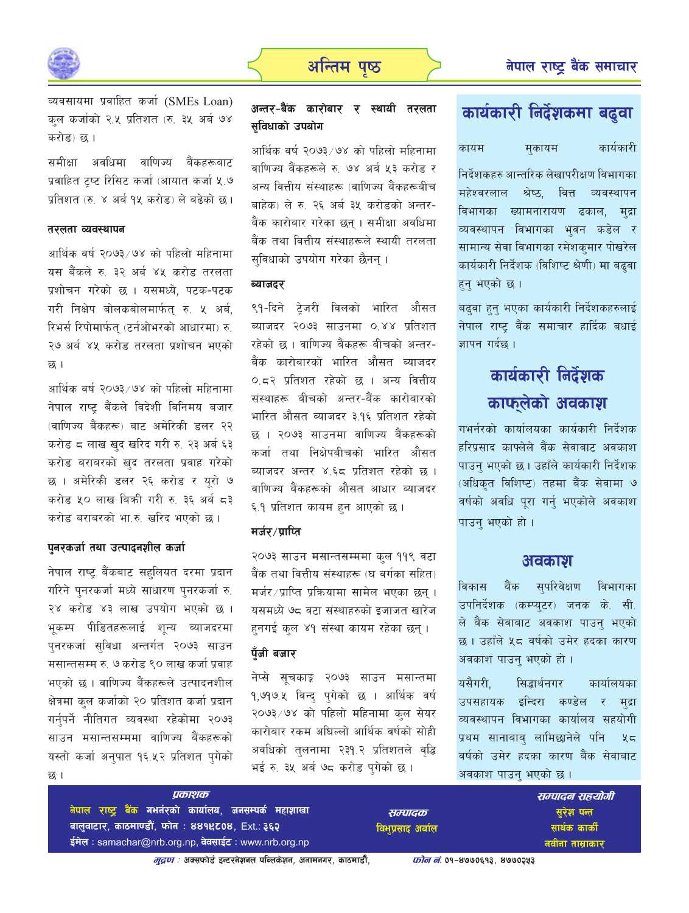व्यवसायमा प्रवाहित कर्जा (SMEs Loan) कुल कर्जाको २.५ प्रतिशत (रु. ३५ अर्ब ७४ करोड) छ ।

समीक्षा अवधिमा वाणिज्य बैंकहरूबाट प्रवाहित ट्रष्ट रिसिट कर्जा (आयात कर्जा ५.७ प्रतिशत (रु. ४ अर्ब १५ करोड) ले बढेको छ ।

### तरलता व्यवस्थापन

आर्थिक वर्ष २०७३/७४ को पहिलो महिनामा यस बैंकले रु. ३२ अर्ब ४५ करोड तरलता प्रशोचन गरेको छ । यसमध्ये, पटक-पटक गरी निक्षेप बोलकबोलमार्फत् रु. ५ अर्ब, रिभर्स रिपोमार्फत् (टर्नओभरको आधारमा) रु. २७ अर्ब ४५ करोड तरलता प्रशोचन भएको छ ।

आर्थिक वर्ष २०७३/७४ को पहिलो महिनामा नेपाल राष्ट्र बैंकले विदेशी विनिमय बजार (वाणिज्य बैंकहरू) बाट अमेरिकी डलर २२ करोड ८ लाख खुद खरिद गरी रु. २३ अर्ब ६३ करोड बराबरको खुद तरलता प्रवाह गरेको छ । अमेरिकी डलर २६ करोड र यूरो ७ करोड ५० लाख बिक्री गरी रु. ३६ अर्ब ८३ करोड बराबरको भा.रु. खरिद भएको छ ।

### पुनरकर्जा तथा उत्पादनशील कर्जा

नेपाल राष्ट्र बैंकबाट सहुलियत दरमा प्रदान गरिने पुनरकर्जा मध्ये साधारण पुनरकर्जा रु. २४ करोड ४३ लाख उपयोग भएको छ । भूकम्प पीडितहरूलाई शून्य ब्याजदरमा पुनरकर्जा सुविधा अन्तर्गत २०७३ साउन मसान्तसम्म रु. ७ करोड ९० लाख कर्जा प्रवाह भएको छ । वाणिज्य बैंकहरूले उत्पादनशील क्षेत्रमा कुल कर्जाको २० प्रतिशत कर्जा प्रदान गर्नुपर्ने नीतिगत व्यवस्था रहेकोमा २०७३ साउन मसान्तसम्ममा वाणिज्य बैंकहरूको यस्तो कर्जा अनुपात १६.५२ प्रतिशत पुगेको छ ।

### अन्तर-बैंक कारोबार र स्थायी तरलता सुविधाको उपयोग

आर्थिक वर्ष २०७३/७४ को पहिलो महिनामा वाणिज्य बैंकहरूले रु. ७४ अर्ब ५३ करोड र अन्य वित्तीय संस्थाहरू (वाणिज्य बैंकहरूबीच बाहेक) ले रु. २६ अर्ब ३५ करोडको अन्तर-बैंक कारोबार गरेका छन् । समीक्षा अवधिमा बैंक तथा वित्तीय संस्थाहरूले स्थायी तरलता सुविधाको उपयोग गरेका छैनन् ।

### ब्याजदर

९१-दिने ट्रेजरी बिलको भारित औसत ब्याजदर २०७३ साउनमा ०.४४ प्रतिशत रहेको छ । वाणिज्य बैंकहरू बीचको अन्तर-बैंक कारोबारको भारित औसत ब्याजदर ०.८२ प्रतिशत रहेको छ । अन्य वित्तीय संस्थाहरू बीचको अन्तर-बैंक कारोबारको भारित औसत ब्याजदर ३.१६ प्रतिशत रहेको छ । २०७३ साउनमा वाणिज्य बैंकहरूको कर्जा तथा निक्षेपबीचको भारित औसत ब्याजदर अन्तर ४.६८ प्रतिशत रहेको छ । वाणिज्य बैंकहरूको औसत आधार ब्याजदर ६.१ प्रतिशत कायम हुन आएको छ ।

### मर्जर/प्राप्ति

२०७३ साउन मसान्तसम्ममा कुल ११९ वटा बैंक तथा वित्तीय संस्थाहरू (घ वर्गका सहित) मर्जर/प्राप्ति प्रक्रियामा सामेल भएका छन् । यसमध्ये ७८ वटा संस्थाहरुको इजाजत खारेज हुनगई कुल ४१ संस्था कायम रहेका छन् ।

### पुँजी बजार

नेप्से सूचकाङ्क २०७३ साउन मसान्तमा १,७१७.५ विन्दु पुगेको छ । आर्थिक वर्ष २०७३/७४ को पहिलो महिनामा कुल सेयर कारोबार रकम अघिल्लो आर्थिक वर्षको सोही अवधिको तुलनामा २३१.२ प्रतिशतले वृद्धि भई रु. ३५ अर्ब ७८ करोड पुगेको छ ।

## कार्यकारी निर्देशकमा बढुवा

कायम मुकायम कार्यकारी निर्देशकहरु आन्तरिक लेखापरीक्षण विभागका महेश्वरलाल श्रेष्ठ, वित्त व्यवस्थापन विभागका श्यामनारायण ढकाल, मुद्रा व्यवस्थापन विभागका भुवन कडेल र सामान्य सेवा विभागका रमेशकुमार पोखरेल कार्यकारी निर्देशक (विशिष्ट श्रेणी) मा बढुवा हुनु भएको छ ।

बढुवा हुनु भएका कार्यकारी निर्देशकहरुलाई नेपाल राष्ट्र बैंक समाचार हार्दिक बधाई ज्ञापन गर्दछ ।

## कार्यकारी निर्देशक काफ्लेको अवकाश

गभर्नरको कार्यालयका कार्यकारी निर्देशक हरिप्रसाद काफ्लेले बैंक सेवाबाट अवकाश पाउनु भएको छ । उहाँले कार्यकारी निर्देशक (अधिकृत विशिष्ट) तहमा बैंक सेवामा ७ वर्षको अवधि पूरा गर्नु भएकोले अवकाश पाउनु भएको हो ।

## अवकाश

विकास बैंक सुपरिवेक्षण विभागका उपनिर्देशक (कम्प्युटर) जनक के. सी. ले बैंक सेवाबाट अवकाश पाउनु भएको छ । उहाँले ५८ वर्षको उमेर हदका कारण अवकाश पाउनु भएको हो ।

यसैगरी, सिद्धार्थनगर कार्यालयका उपसहायक इन्दिरा कण्डेल र मुद्रा व्यवस्थापन विभागका कार्यालय सहयोगी प्रथम सानाबाबु लामिछानेले पनि ५८ वर्षको उमेर हदका कारण बैंक सेवाबाट अवकाश पाउनु भएको छ ।

*प्रकाशक*
**नेपाल राष्ट्र बैंक गभर्नरको कार्यालय, जनसम्पर्क महाशाखा**
**बालुवाटार, काठमाण्डौं, फोन : ४४१९८०४, Ext.: ३६२**
**ईमेल** : samachar@nrb.org.np, **वेवसाईट** : www.nrb.org.np

*सम्पादक*
**विभुप्रसाद अर्याल**

*सम्पादन सहयोगी*
**सुरेश पन्त**
**सार्थक कार्की**
**नवीना ताम्राकार**

*मुद्रण* : अक्सफोर्ड इन्टरनेशनल पब्लिकेशन, अनामनगर, काठमाडौं, *फोन नं.* ०१-४७७०६१३, ४७७०२५३